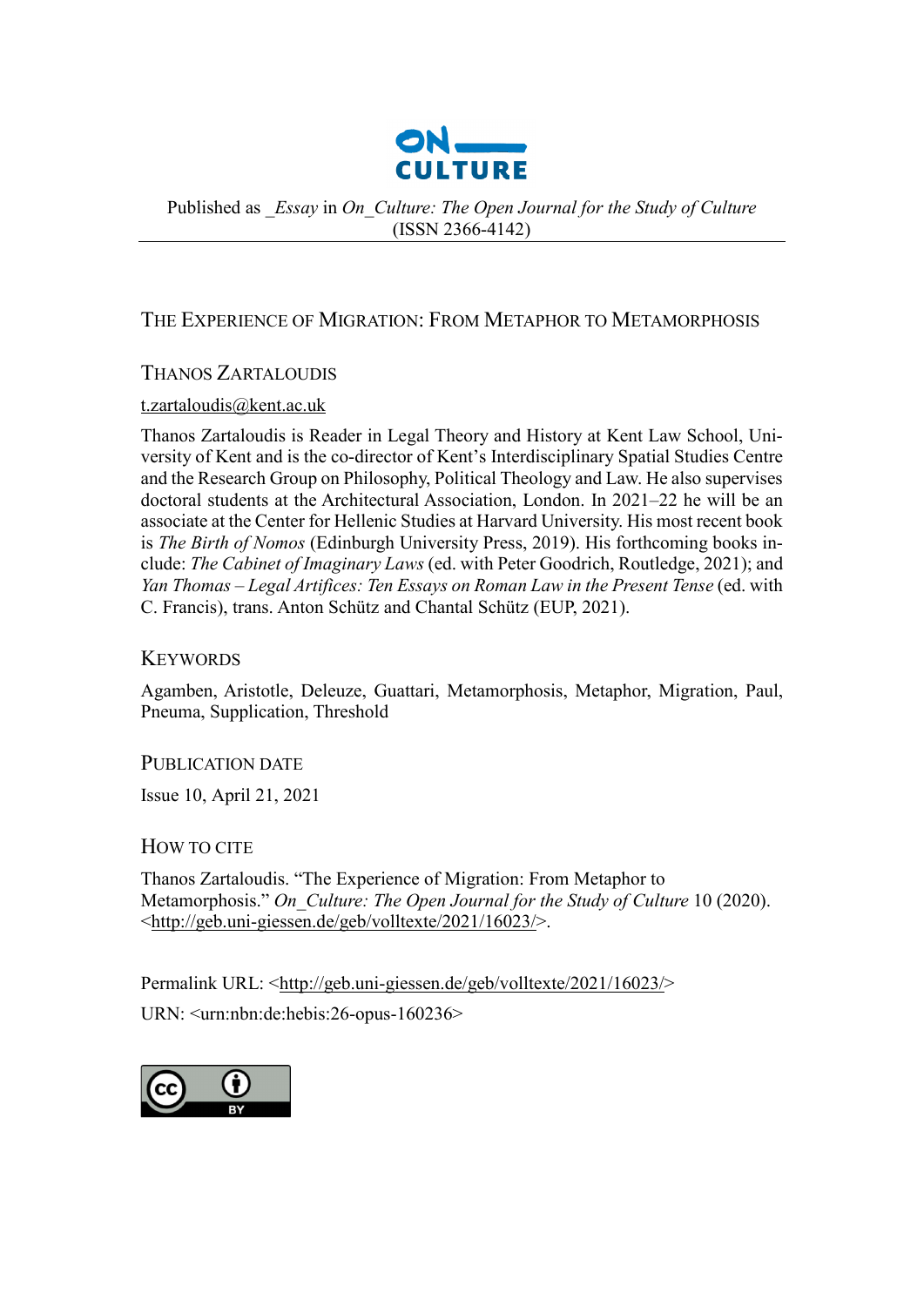ON CULTURE

Published as _*Essay* in *On_Culture: The Open Journal for the Study of Culture* (ISSN 2366-4142)

# The Experience of Migration: From Metaphor to Metamorphosis

## Thanos Zartaloudis

t.zartaloudis@kent.ac.uk

Thanos Zartaloudis is Reader in Legal Theory and History at Kent Law School, University of Kent and is the co-director of Kent's Interdisciplinary Spatial Studies Centre and the Research Group on Philosophy, Political Theology and Law. He also supervises doctoral students at the Architectural Association, London. In 2021–22 he will be an associate at the Center for Hellenic Studies at Harvard University. His most recent book is *The Birth of Nomos* (Edinburgh University Press, 2019). His forthcoming books include: *The Cabinet of Imaginary Laws* (ed. with Peter Goodrich, Routledge, 2021); and *Yan Thomas – Legal Artifices: Ten Essays on Roman Law in the Present Tense* (ed. with C. Francis), trans. Anton Schütz and Chantal Schütz (EUP, 2021).

## Keywords

Agamben, Aristotle, Deleuze, Guattari, Metamorphosis, Metaphor, Migration, Paul, Pneuma, Supplication, Threshold

## Publication Date

Issue 10, April 21, 2021

## How to Cite

Thanos Zartaloudis. "The Experience of Migration: From Metaphor to Metamorphosis." *On_Culture: The Open Journal for the Study of Culture* 10 (2020). <http://geb.uni-giessen.de/geb/volltexte/2021/16023/>.

Permalink URL: <http://geb.uni-giessen.de/geb/volltexte/2021/16023/>

URN: <urn:nbn:de:hebis:26-opus-160236>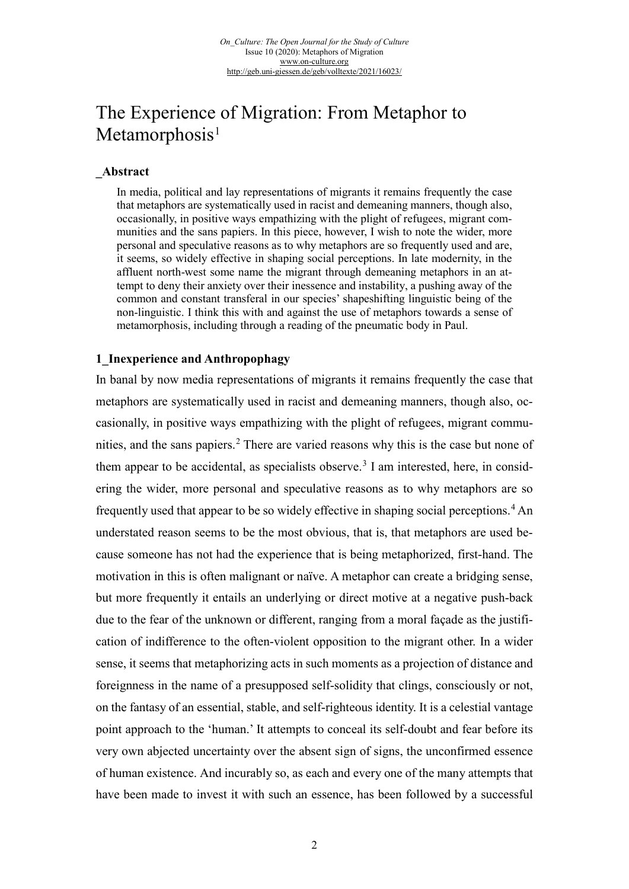# The Experience of Migration: From Metaphor to Metamorphosis[1]

## _Abstract

In media, political and lay representations of migrants it remains frequently the case that metaphors are systematically used in racist and demeaning manners, though also, occasionally, in positive ways empathizing with the plight of refugees, migrant communities and the sans papiers. In this piece, however, I wish to note the wider, more personal and speculative reasons as to why metaphors are so frequently used and are, it seems, so widely effective in shaping social perceptions. In late modernity, in the affluent north-west some name the migrant through demeaning metaphors in an attempt to deny their anxiety over their inessence and instability, a pushing away of the common and constant transferal in our species' shapeshifting linguistic being of the non-linguistic. I think this with and against the use of metaphors towards a sense of metamorphosis, including through a reading of the pneumatic body in Paul.

## 1_Inexperience and Anthropophagy

In banal by now media representations of migrants it remains frequently the case that metaphors are systematically used in racist and demeaning manners, though also, occasionally, in positive ways empathizing with the plight of refugees, migrant communities, and the sans papiers.[2] There are varied reasons why this is the case but none of them appear to be accidental, as specialists observe.[3] I am interested, here, in considering the wider, more personal and speculative reasons as to why metaphors are so frequently used that appear to be so widely effective in shaping social perceptions.[4] An understated reason seems to be the most obvious, that is, that metaphors are used because someone has not had the experience that is being metaphorized, first-hand. The motivation in this is often malignant or naïve. A metaphor can create a bridging sense, but more frequently it entails an underlying or direct motive at a negative push-back due to the fear of the unknown or different, ranging from a moral façade as the justification of indifference to the often-violent opposition to the migrant other. In a wider sense, it seems that metaphorizing acts in such moments as a projection of distance and foreignness in the name of a presupposed self-solidity that clings, consciously or not, on the fantasy of an essential, stable, and self-righteous identity. It is a celestial vantage point approach to the 'human.' It attempts to conceal its self-doubt and fear before its very own abjected uncertainty over the absent sign of signs, the unconfirmed essence of human existence. And incurably so, as each and every one of the many attempts that have been made to invest it with such an essence, has been followed by a successful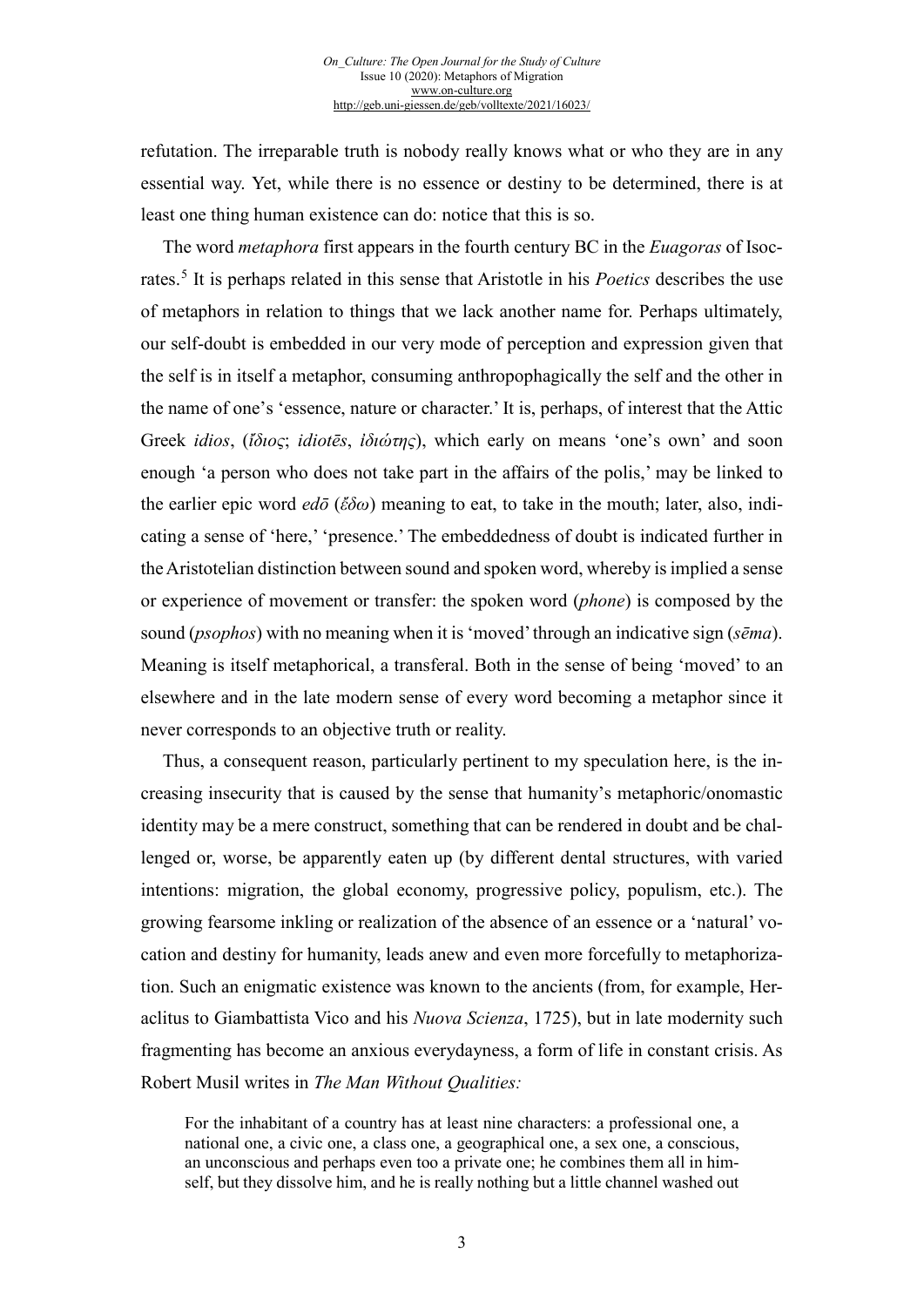refutation. The irreparable truth is nobody really knows what or who they are in any essential way. Yet, while there is no essence or destiny to be determined, there is at least one thing human existence can do: notice that this is so.

The word *metaphora* first appears in the fourth century BC in the *Euagoras* of Isocrates.[5] It is perhaps related in this sense that Aristotle in his *Poetics* describes the use of metaphors in relation to things that we lack another name for. Perhaps ultimately, our self-doubt is embedded in our very mode of perception and expression given that the self is in itself a metaphor, consuming anthropophagically the self and the other in the name of one's 'essence, nature or character.' It is, perhaps, of interest that the Attic Greek *idios*, (*ἴδιος*; *idiotēs*, *ἰδιώτης*), which early on means 'one's own' and soon enough 'a person who does not take part in the affairs of the polis,' may be linked to the earlier epic word *edō* (*ἔδω*) meaning to eat, to take in the mouth; later, also, indicating a sense of 'here,' 'presence.' The embeddedness of doubt is indicated further in the Aristotelian distinction between sound and spoken word, whereby is implied a sense or experience of movement or transfer: the spoken word (*phone*) is composed by the sound (*psophos*) with no meaning when it is 'moved' through an indicative sign (*sēma*). Meaning is itself metaphorical, a transferal. Both in the sense of being 'moved' to an elsewhere and in the late modern sense of every word becoming a metaphor since it never corresponds to an objective truth or reality.

Thus, a consequent reason, particularly pertinent to my speculation here, is the increasing insecurity that is caused by the sense that humanity's metaphoric/onomastic identity may be a mere construct, something that can be rendered in doubt and be challenged or, worse, be apparently eaten up (by different dental structures, with varied intentions: migration, the global economy, progressive policy, populism, etc.). The growing fearsome inkling or realization of the absence of an essence or a 'natural' vocation and destiny for humanity, leads anew and even more forcefully to metaphorization. Such an enigmatic existence was known to the ancients (from, for example, Heraclitus to Giambattista Vico and his *Nuova Scienza*, 1725), but in late modernity such fragmenting has become an anxious everydayness, a form of life in constant crisis. As Robert Musil writes in *The Man Without Qualities:*

> For the inhabitant of a country has at least nine characters: a professional one, a national one, a civic one, a class one, a geographical one, a sex one, a conscious, an unconscious and perhaps even too a private one; he combines them all in himself, but they dissolve him, and he is really nothing but a little channel washed out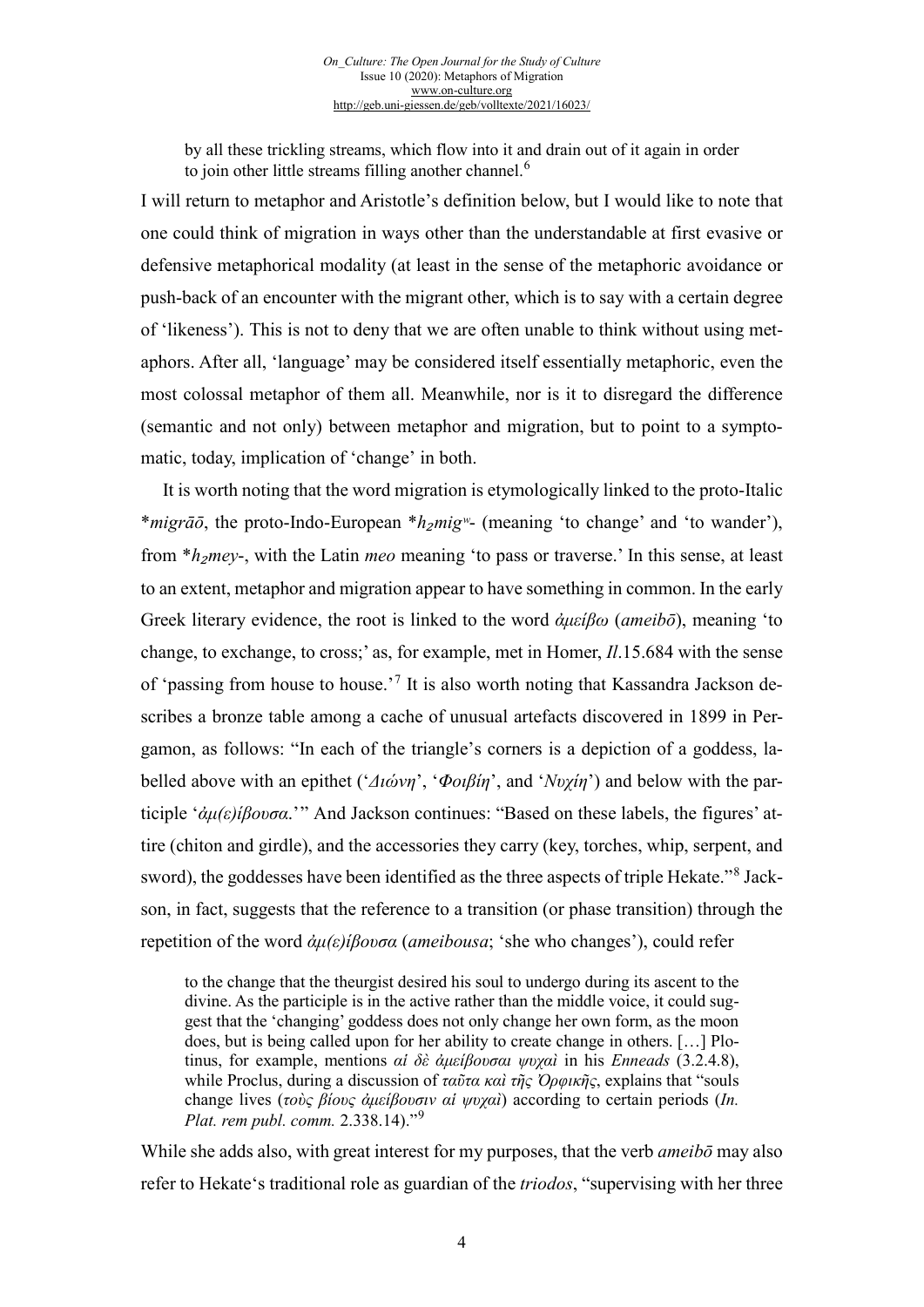> by all these trickling streams, which flow into it and drain out of it again in order to join other little streams filling another channel.[6]

I will return to metaphor and Aristotle's definition below, but I would like to note that one could think of migration in ways other than the understandable at first evasive or defensive metaphorical modality (at least in the sense of the metaphoric avoidance or push-back of an encounter with the migrant other, which is to say with a certain degree of 'likeness'). This is not to deny that we are often unable to think without using metaphors. After all, 'language' may be considered itself essentially metaphoric, even the most colossal metaphor of them all. Meanwhile, nor is it to disregard the difference (semantic and not only) between metaphor and migration, but to point to a symptomatic, today, implication of 'change' in both.

It is worth noting that the word migration is etymologically linked to the proto-Italic *\*migrāō*, the proto-Indo-European *\*h₂migʷ-* (meaning 'to change' and 'to wander'), from *\*h₂mey-*, with the Latin *meo* meaning 'to pass or traverse.' In this sense, at least to an extent, metaphor and migration appear to have something in common. In the early Greek literary evidence, the root is linked to the word *ἀμείβω* (*ameibō*), meaning 'to change, to exchange, to cross;' as, for example, met in Homer, *Il*.15.684 with the sense of 'passing from house to house.'[7] It is also worth noting that Kassandra Jackson describes a bronze table among a cache of unusual artefacts discovered in 1899 in Pergamon, as follows: "In each of the triangle's corners is a depiction of a goddess, labelled above with an epithet ('*Διώνη*', '*Φοιβίη*', and '*Νυχίη*') and below with the participle '*ἀμ(ε)ίβουσα*.'" And Jackson continues: "Based on these labels, the figures' attire (chiton and girdle), and the accessories they carry (key, torches, whip, serpent, and sword), the goddesses have been identified as the three aspects of triple Hekate."[8] Jackson, in fact, suggests that the reference to a transition (or phase transition) through the repetition of the word *ἀμ(ε)ίβουσα* (*ameibousa*; 'she who changes'), could refer

> to the change that the theurgist desired his soul to undergo during its ascent to the divine. As the participle is in the active rather than the middle voice, it could suggest that the 'changing' goddess does not only change her own form, as the moon does, but is being called upon for her ability to create change in others. […] Plotinus, for example, mentions *αἱ δὲ ἀμείβουσαι ψυχαὶ* in his *Enneads* (3.2.4.8), while Proclus, during a discussion of *ταῦτα καὶ τῆς Ὀρφικῆς*, explains that "souls change lives (*τοὺς βίους ἀμείβουσιν αἱ ψυχαὶ*) according to certain periods (*In. Plat. rem publ. comm.* 2.338.14)."[9]

While she adds also, with great interest for my purposes, that the verb *ameibō* may also refer to Hekate's traditional role as guardian of the *triodos*, "supervising with her three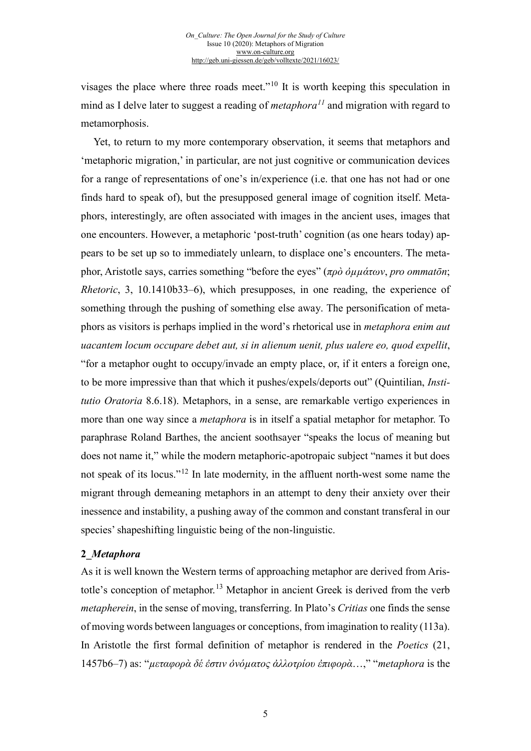visages the place where three roads meet."[10] It is worth keeping this speculation in mind as I delve later to suggest a reading of *metaphora*[11] and migration with regard to metamorphosis.

Yet, to return to my more contemporary observation, it seems that metaphors and 'metaphoric migration,' in particular, are not just cognitive or communication devices for a range of representations of one's in/experience (i.e. that one has not had or one finds hard to speak of), but the presupposed general image of cognition itself. Metaphors, interestingly, are often associated with images in the ancient uses, images that one encounters. However, a metaphoric 'post-truth' cognition (as one hears today) appears to be set up so to immediately unlearn, to displace one's encounters. The metaphor, Aristotle says, carries something "before the eyes" (*πρὸ ὀμμάτων*, *pro ommatōn*; *Rhetoric*, 3, 10.1410b33–6), which presupposes, in one reading, the experience of something through the pushing of something else away. The personification of metaphors as visitors is perhaps implied in the word's rhetorical use in *metaphora enim aut uacantem locum occupare debet aut, si in alienum uenit, plus ualere eo, quod expellit*, "for a metaphor ought to occupy/invade an empty place, or, if it enters a foreign one, to be more impressive than that which it pushes/expels/deports out" (Quintilian, *Institutio Oratoria* 8.6.18). Metaphors, in a sense, are remarkable vertigo experiences in more than one way since a *metaphora* is in itself a spatial metaphor for metaphor. To paraphrase Roland Barthes, the ancient soothsayer "speaks the locus of meaning but does not name it," while the modern metaphoric-apotropaic subject "names it but does not speak of its locus."[12] In late modernity, in the affluent north-west some name the migrant through demeaning metaphors in an attempt to deny their anxiety over their inessence and instability, a pushing away of the common and constant transferal in our species' shapeshifting linguistic being of the non-linguistic.

## 2_*Metaphora*

As it is well known the Western terms of approaching metaphor are derived from Aristotle's conception of metaphor.[13] Metaphor in ancient Greek is derived from the verb *metapherein*, in the sense of moving, transferring. In Plato's *Critias* one finds the sense of moving words between languages or conceptions, from imagination to reality (113a). In Aristotle the first formal definition of metaphor is rendered in the *Poetics* (21, 1457b6–7) as: "*μεταφορὰ δέ ἐστιν ὀνόματος ἀλλοτρίου ἐπιφορὰ*…," "*metaphora* is the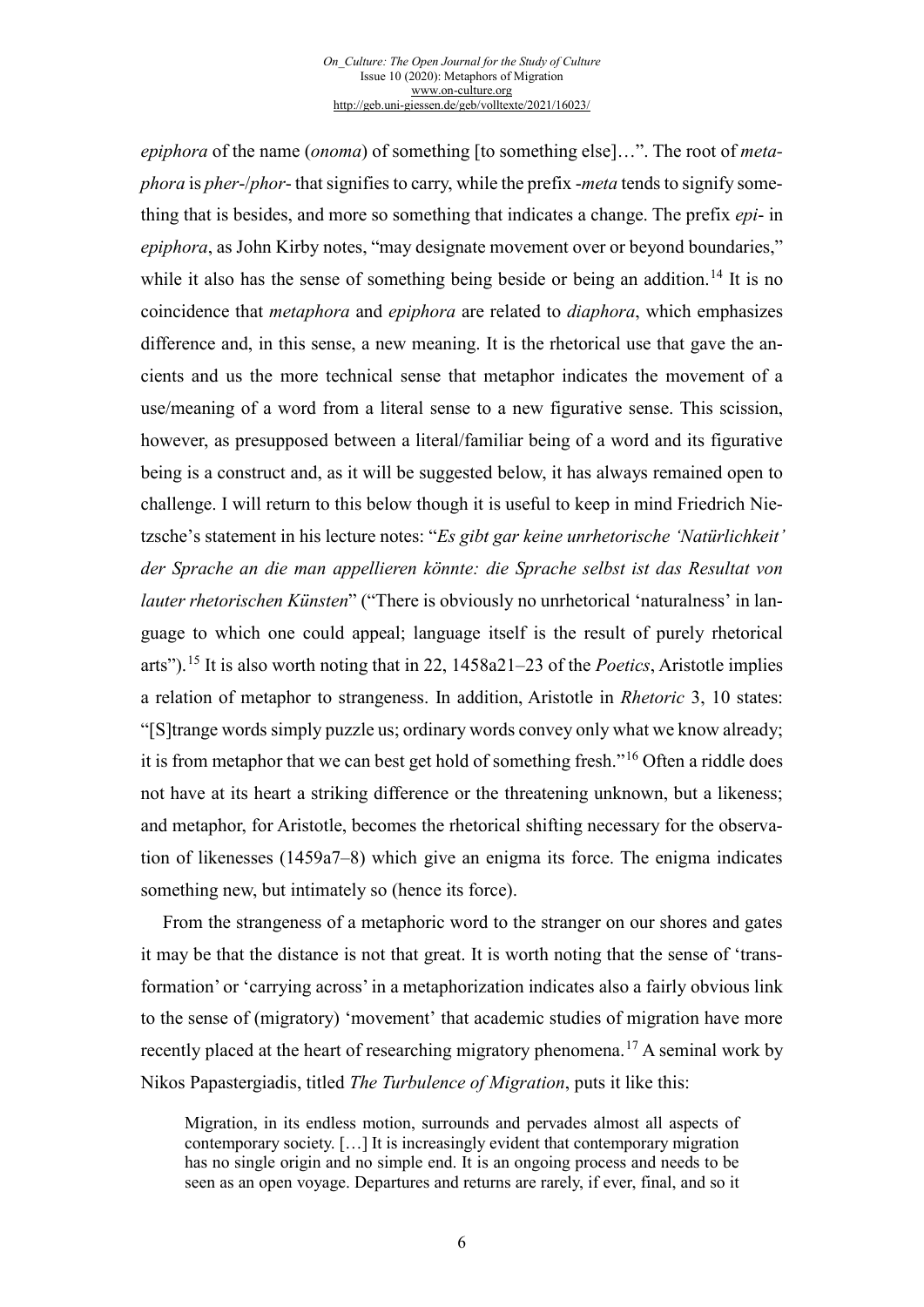*epiphora* of the name (*onoma*) of something [to something else]…". The root of *metaphora* is *pher-/phor-* that signifies to carry, while the prefix *-meta* tends to signify something that is besides, and more so something that indicates a change. The prefix *epi-* in *epiphora*, as John Kirby notes, "may designate movement over or beyond boundaries," while it also has the sense of something being beside or being an addition.[14] It is no coincidence that *metaphora* and *epiphora* are related to *diaphora*, which emphasizes difference and, in this sense, a new meaning. It is the rhetorical use that gave the ancients and us the more technical sense that metaphor indicates the movement of a use/meaning of a word from a literal sense to a new figurative sense. This scission, however, as presupposed between a literal/familiar being of a word and its figurative being is a construct and, as it will be suggested below, it has always remained open to challenge. I will return to this below though it is useful to keep in mind Friedrich Nietzsche's statement in his lecture notes: "*Es gibt gar keine unrhetorische 'Natürlichkeit' der Sprache an die man appellieren könnte: die Sprache selbst ist das Resultat von lauter rhetorischen Künsten*" ("There is obviously no unrhetorical 'naturalness' in language to which one could appeal; language itself is the result of purely rhetorical arts").[15] It is also worth noting that in 22, 1458a21–23 of the *Poetics*, Aristotle implies a relation of metaphor to strangeness. In addition, Aristotle in *Rhetoric* 3, 10 states: "[S]trange words simply puzzle us; ordinary words convey only what we know already; it is from metaphor that we can best get hold of something fresh."[16] Often a riddle does not have at its heart a striking difference or the threatening unknown, but a likeness; and metaphor, for Aristotle, becomes the rhetorical shifting necessary for the observation of likenesses (1459a7–8) which give an enigma its force. The enigma indicates something new, but intimately so (hence its force).

From the strangeness of a metaphoric word to the stranger on our shores and gates it may be that the distance is not that great. It is worth noting that the sense of 'transformation' or 'carrying across' in a metaphorization indicates also a fairly obvious link to the sense of (migratory) 'movement' that academic studies of migration have more recently placed at the heart of researching migratory phenomena.[17] A seminal work by Nikos Papastergiadis, titled *The Turbulence of Migration*, puts it like this:

> Migration, in its endless motion, surrounds and pervades almost all aspects of contemporary society. […] It is increasingly evident that contemporary migration has no single origin and no simple end. It is an ongoing process and needs to be seen as an open voyage. Departures and returns are rarely, if ever, final, and so it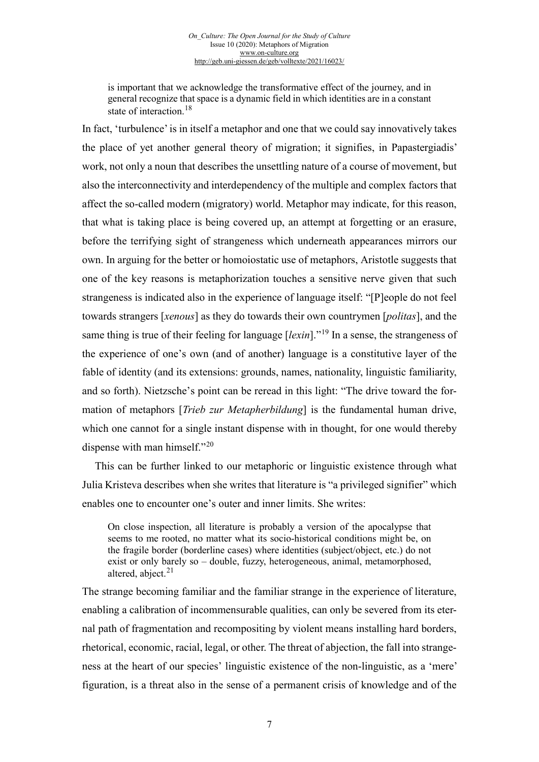> is important that we acknowledge the transformative effect of the journey, and in general recognize that space is a dynamic field in which identities are in a constant state of interaction.[18]

In fact, 'turbulence' is in itself a metaphor and one that we could say innovatively takes the place of yet another general theory of migration; it signifies, in Papastergiadis' work, not only a noun that describes the unsettling nature of a course of movement, but also the interconnectivity and interdependency of the multiple and complex factors that affect the so-called modern (migratory) world. Metaphor may indicate, for this reason, that what is taking place is being covered up, an attempt at forgetting or an erasure, before the terrifying sight of strangeness which underneath appearances mirrors our own. In arguing for the better or homoiostatic use of metaphors, Aristotle suggests that one of the key reasons is metaphorization touches a sensitive nerve given that such strangeness is indicated also in the experience of language itself: "[P]eople do not feel towards strangers [*xenous*] as they do towards their own countrymen [*politas*], and the same thing is true of their feeling for language [*lexin*]."[19] In a sense, the strangeness of the experience of one's own (and of another) language is a constitutive layer of the fable of identity (and its extensions: grounds, names, nationality, linguistic familiarity, and so forth). Nietzsche's point can be reread in this light: "The drive toward the formation of metaphors [*Trieb zur Metapherbildung*] is the fundamental human drive, which one cannot for a single instant dispense with in thought, for one would thereby dispense with man himself."[20]

This can be further linked to our metaphoric or linguistic existence through what Julia Kristeva describes when she writes that literature is "a privileged signifier" which enables one to encounter one's outer and inner limits. She writes:

> On close inspection, all literature is probably a version of the apocalypse that seems to me rooted, no matter what its socio-historical conditions might be, on the fragile border (borderline cases) where identities (subject/object, etc.) do not exist or only barely so – double, fuzzy, heterogeneous, animal, metamorphosed, altered, abject.[21]

The strange becoming familiar and the familiar strange in the experience of literature, enabling a calibration of incommensurable qualities, can only be severed from its eternal path of fragmentation and recompositing by violent means installing hard borders, rhetorical, economic, racial, legal, or other. The threat of abjection, the fall into strangeness at the heart of our species' linguistic existence of the non-linguistic, as a 'mere' figuration, is a threat also in the sense of a permanent crisis of knowledge and of the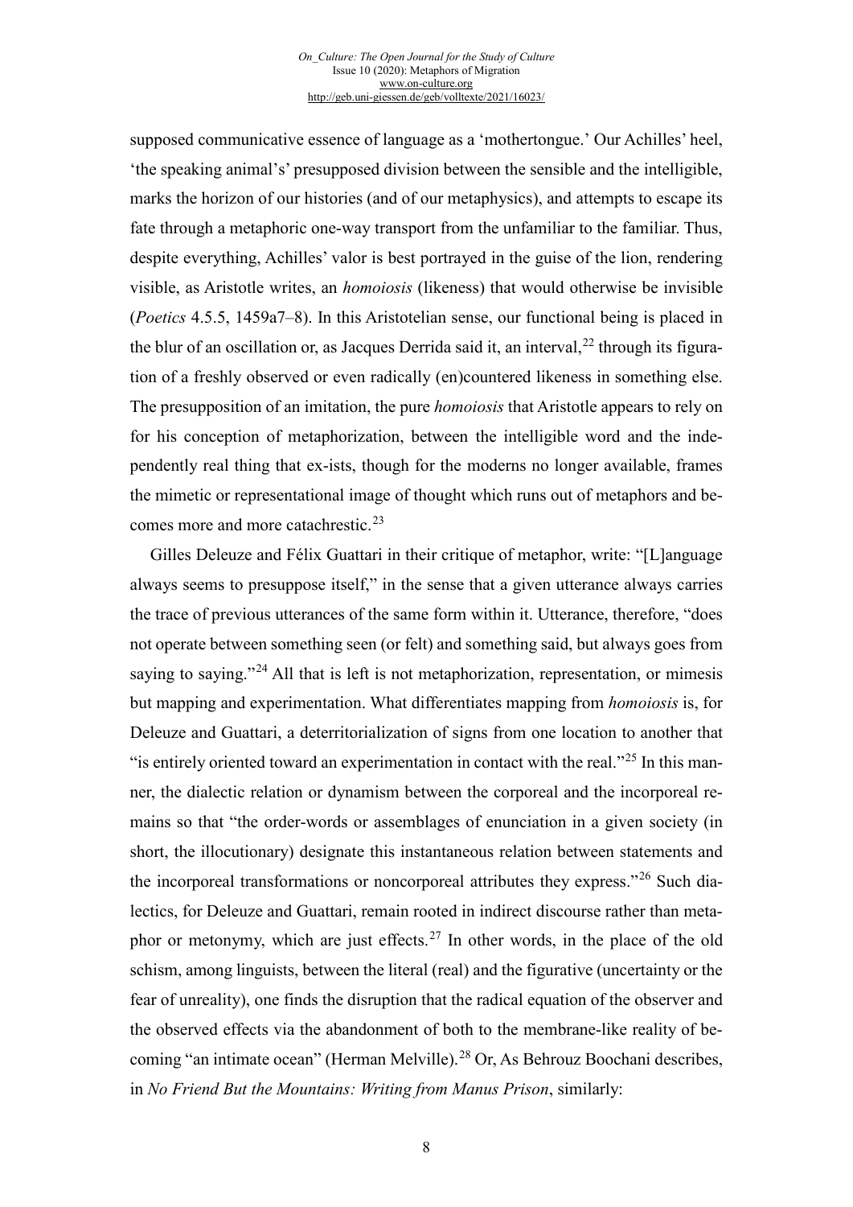supposed communicative essence of language as a 'mothertongue.' Our Achilles' heel, 'the speaking animal's' presupposed division between the sensible and the intelligible, marks the horizon of our histories (and of our metaphysics), and attempts to escape its fate through a metaphoric one-way transport from the unfamiliar to the familiar. Thus, despite everything, Achilles' valor is best portrayed in the guise of the lion, rendering visible, as Aristotle writes, an *homoiosis* (likeness) that would otherwise be invisible (*Poetics* 4.5.5, 1459a7–8). In this Aristotelian sense, our functional being is placed in the blur of an oscillation or, as Jacques Derrida said it, an interval,[22] through its figuration of a freshly observed or even radically (en)countered likeness in something else. The presupposition of an imitation, the pure *homoiosis* that Aristotle appears to rely on for his conception of metaphorization, between the intelligible word and the independently real thing that ex-ists, though for the moderns no longer available, frames the mimetic or representational image of thought which runs out of metaphors and becomes more and more catachrestic.[23]

Gilles Deleuze and Félix Guattari in their critique of metaphor, write: "[L]anguage always seems to presuppose itself," in the sense that a given utterance always carries the trace of previous utterances of the same form within it. Utterance, therefore, "does not operate between something seen (or felt) and something said, but always goes from saying to saying."[24] All that is left is not metaphorization, representation, or mimesis but mapping and experimentation. What differentiates mapping from *homoiosis* is, for Deleuze and Guattari, a deterritorialization of signs from one location to another that "is entirely oriented toward an experimentation in contact with the real."[25] In this manner, the dialectic relation or dynamism between the corporeal and the incorporeal remains so that "the order-words or assemblages of enunciation in a given society (in short, the illocutionary) designate this instantaneous relation between statements and the incorporeal transformations or noncorporeal attributes they express."[26] Such dialectics, for Deleuze and Guattari, remain rooted in indirect discourse rather than metaphor or metonymy, which are just effects.[27] In other words, in the place of the old schism, among linguists, between the literal (real) and the figurative (uncertainty or the fear of unreality), one finds the disruption that the radical equation of the observer and the observed effects via the abandonment of both to the membrane-like reality of becoming "an intimate ocean" (Herman Melville).[28] Or, As Behrouz Boochani describes, in *No Friend But the Mountains: Writing from Manus Prison*, similarly: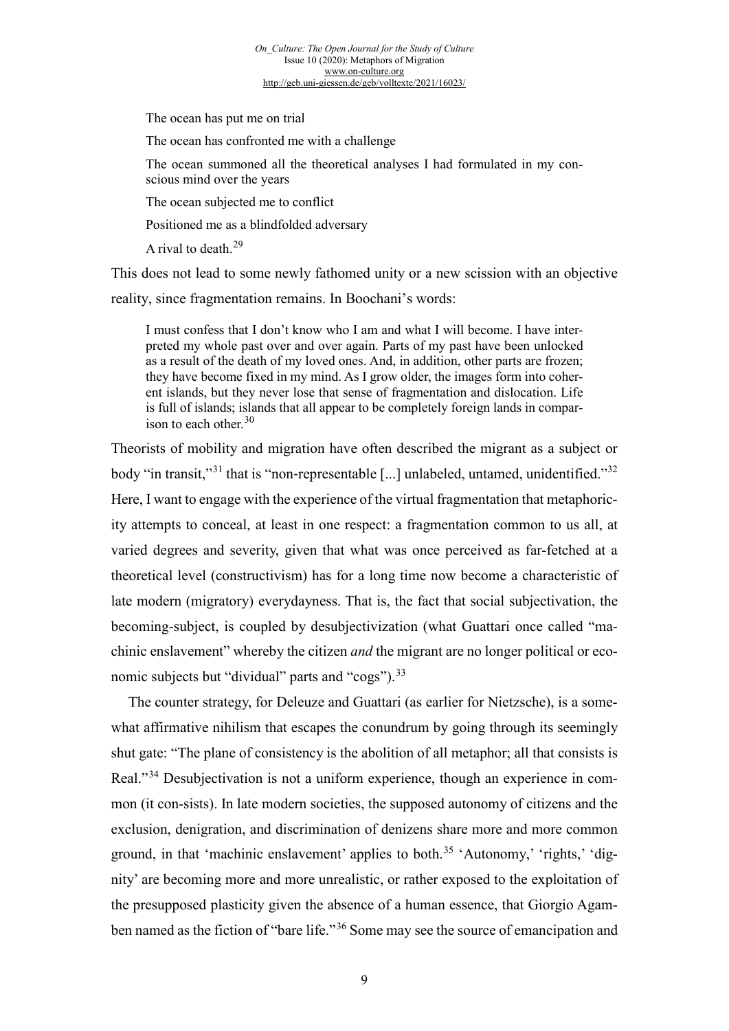> The ocean has put me on trial
>
> The ocean has confronted me with a challenge
>
> The ocean summoned all the theoretical analyses I had formulated in my conscious mind over the years
>
> The ocean subjected me to conflict
>
> Positioned me as a blindfolded adversary
>
> A rival to death.[29]

This does not lead to some newly fathomed unity or a new scission with an objective reality, since fragmentation remains. In Boochani's words:

> I must confess that I don't know who I am and what I will become. I have interpreted my whole past over and over again. Parts of my past have been unlocked as a result of the death of my loved ones. And, in addition, other parts are frozen; they have become fixed in my mind. As I grow older, the images form into coherent islands, but they never lose that sense of fragmentation and dislocation. Life is full of islands; islands that all appear to be completely foreign lands in comparison to each other.[30]

Theorists of mobility and migration have often described the migrant as a subject or body "in transit,"[31] that is "non-representable [...] unlabeled, untamed, unidentified."[32] Here, I want to engage with the experience of the virtual fragmentation that metaphoricity attempts to conceal, at least in one respect: a fragmentation common to us all, at varied degrees and severity, given that what was once perceived as far-fetched at a theoretical level (constructivism) has for a long time now become a characteristic of late modern (migratory) everydayness. That is, the fact that social subjectivation, the becoming-subject, is coupled by desubjectivization (what Guattari once called "machinic enslavement" whereby the citizen *and* the migrant are no longer political or economic subjects but "dividual" parts and "cogs").[33]

The counter strategy, for Deleuze and Guattari (as earlier for Nietzsche), is a somewhat affirmative nihilism that escapes the conundrum by going through its seemingly shut gate: "The plane of consistency is the abolition of all metaphor; all that consists is Real."[34] Desubjectivation is not a uniform experience, though an experience in common (it con-sists). In late modern societies, the supposed autonomy of citizens and the exclusion, denigration, and discrimination of denizens share more and more common ground, in that 'machinic enslavement' applies to both.[35] 'Autonomy,' 'rights,' 'dignity' are becoming more and more unrealistic, or rather exposed to the exploitation of the presupposed plasticity given the absence of a human essence, that Giorgio Agamben named as the fiction of "bare life."[36] Some may see the source of emancipation and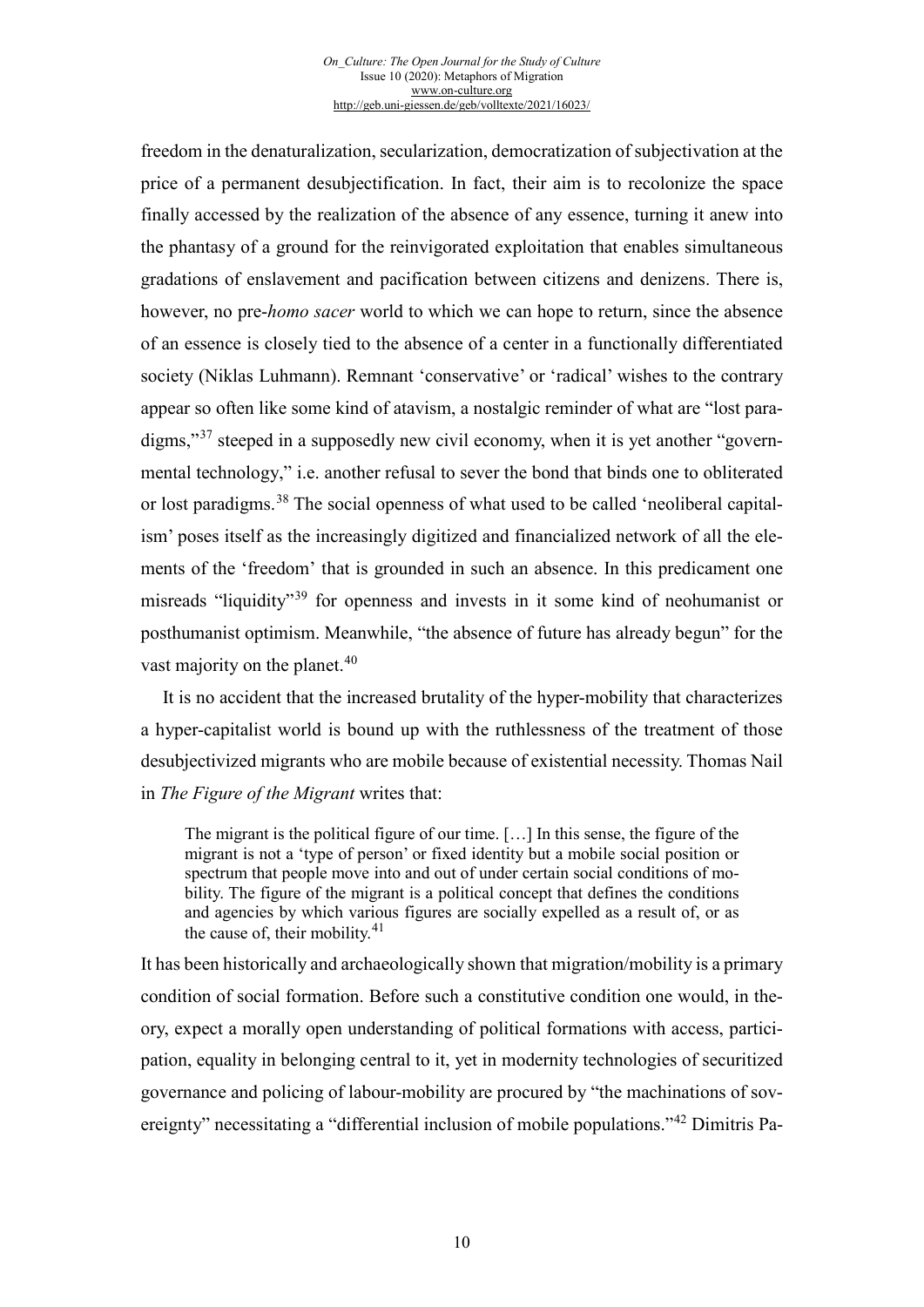freedom in the denaturalization, secularization, democratization of subjectivation at the price of a permanent desubjectification. In fact, their aim is to recolonize the space finally accessed by the realization of the absence of any essence, turning it anew into the phantasy of a ground for the reinvigorated exploitation that enables simultaneous gradations of enslavement and pacification between citizens and denizens. There is, however, no pre-*homo sacer* world to which we can hope to return, since the absence of an essence is closely tied to the absence of a center in a functionally differentiated society (Niklas Luhmann). Remnant 'conservative' or 'radical' wishes to the contrary appear so often like some kind of atavism, a nostalgic reminder of what are "lost paradigms,"[37] steeped in a supposedly new civil economy, when it is yet another "governmental technology," i.e. another refusal to sever the bond that binds one to obliterated or lost paradigms.[38] The social openness of what used to be called 'neoliberal capitalism' poses itself as the increasingly digitized and financialized network of all the elements of the 'freedom' that is grounded in such an absence. In this predicament one misreads "liquidity"[39] for openness and invests in it some kind of neohumanist or posthumanist optimism. Meanwhile, "the absence of future has already begun" for the vast majority on the planet.[40]

It is no accident that the increased brutality of the hyper-mobility that characterizes a hyper-capitalist world is bound up with the ruthlessness of the treatment of those desubjectivized migrants who are mobile because of existential necessity. Thomas Nail in *The Figure of the Migrant* writes that:

> The migrant is the political figure of our time. […] In this sense, the figure of the migrant is not a 'type of person' or fixed identity but a mobile social position or spectrum that people move into and out of under certain social conditions of mobility. The figure of the migrant is a political concept that defines the conditions and agencies by which various figures are socially expelled as a result of, or as the cause of, their mobility.[41]

It has been historically and archaeologically shown that migration/mobility is a primary condition of social formation. Before such a constitutive condition one would, in theory, expect a morally open understanding of political formations with access, participation, equality in belonging central to it, yet in modernity technologies of securitized governance and policing of labour-mobility are procured by "the machinations of sovereignty" necessitating a "differential inclusion of mobile populations."[42] Dimitris Pa-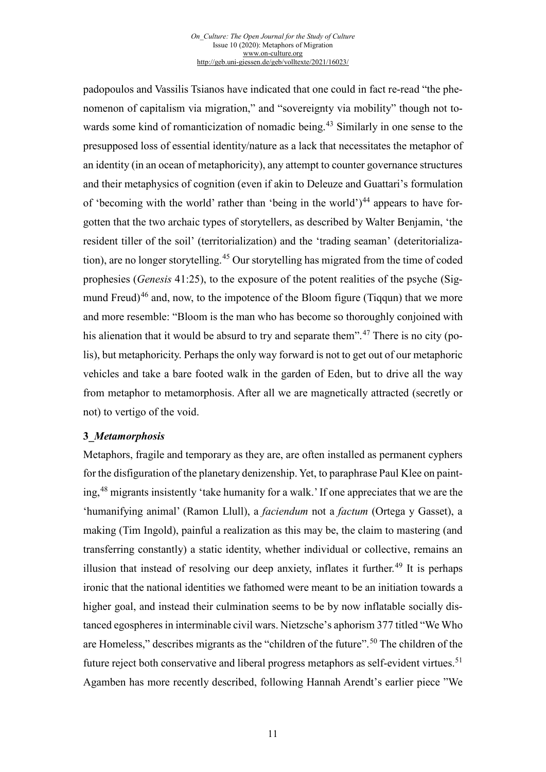padopoulos and Vassilis Tsianos have indicated that one could in fact re-read "the phenomenon of capitalism via migration," and "sovereignty via mobility" though not towards some kind of romanticization of nomadic being.[43] Similarly in one sense to the presupposed loss of essential identity/nature as a lack that necessitates the metaphor of an identity (in an ocean of metaphoricity), any attempt to counter governance structures and their metaphysics of cognition (even if akin to Deleuze and Guattari's formulation of 'becoming with the world' rather than 'being in the world')[44] appears to have forgotten that the two archaic types of storytellers, as described by Walter Benjamin, 'the resident tiller of the soil' (territorialization) and the 'trading seaman' (deteritorialization), are no longer storytelling.[45] Our storytelling has migrated from the time of coded prophesies (*Genesis* 41:25), to the exposure of the potent realities of the psyche (Sigmund Freud)[46] and, now, to the impotence of the Bloom figure (Tiqqun) that we more and more resemble: "Bloom is the man who has become so thoroughly conjoined with his alienation that it would be absurd to try and separate them".[47] There is no city (polis), but metaphoricity. Perhaps the only way forward is not to get out of our metaphoric vehicles and take a bare footed walk in the garden of Eden, but to drive all the way from metaphor to metamorphosis. After all we are magnetically attracted (secretly or not) to vertigo of the void.

## 3_*Metamorphosis*

Metaphors, fragile and temporary as they are, are often installed as permanent cyphers for the disfiguration of the planetary denizenship. Yet, to paraphrase Paul Klee on painting,[48] migrants insistently 'take humanity for a walk.' If one appreciates that we are the 'humanifying animal' (Ramon Llull), a *faciendum* not a *factum* (Ortega y Gasset), a making (Tim Ingold), painful a realization as this may be, the claim to mastering (and transferring constantly) a static identity, whether individual or collective, remains an illusion that instead of resolving our deep anxiety, inflates it further.[49] It is perhaps ironic that the national identities we fathomed were meant to be an initiation towards a higher goal, and instead their culmination seems to be by now inflatable socially distanced egospheres in interminable civil wars. Nietzsche's aphorism 377 titled "We Who are Homeless," describes migrants as the "children of the future".[50] The children of the future reject both conservative and liberal progress metaphors as self-evident virtues.[51] Agamben has more recently described, following Hannah Arendt's earlier piece "We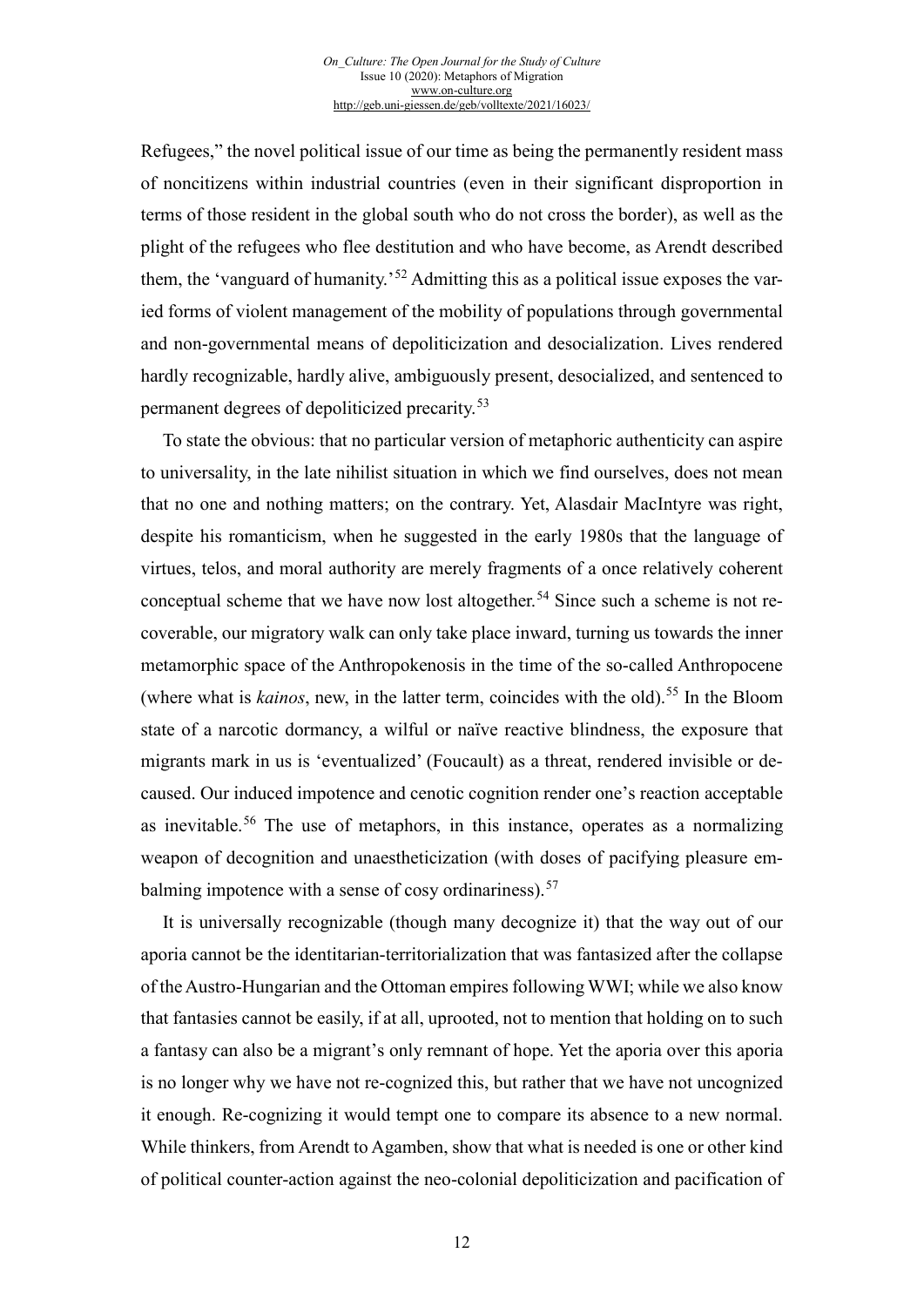Refugees," the novel political issue of our time as being the permanently resident mass of noncitizens within industrial countries (even in their significant disproportion in terms of those resident in the global south who do not cross the border), as well as the plight of the refugees who flee destitution and who have become, as Arendt described them, the 'vanguard of humanity.'[52] Admitting this as a political issue exposes the varied forms of violent management of the mobility of populations through governmental and non-governmental means of depoliticization and desocialization. Lives rendered hardly recognizable, hardly alive, ambiguously present, desocialized, and sentenced to permanent degrees of depoliticized precarity.[53]

To state the obvious: that no particular version of metaphoric authenticity can aspire to universality, in the late nihilist situation in which we find ourselves, does not mean that no one and nothing matters; on the contrary. Yet, Alasdair MacIntyre was right, despite his romanticism, when he suggested in the early 1980s that the language of virtues, telos, and moral authority are merely fragments of a once relatively coherent conceptual scheme that we have now lost altogether.[54] Since such a scheme is not recoverable, our migratory walk can only take place inward, turning us towards the inner metamorphic space of the Anthropokenosis in the time of the so-called Anthropocene (where what is *kainos*, new, in the latter term, coincides with the old).[55] In the Bloom state of a narcotic dormancy, a wilful or naïve reactive blindness, the exposure that migrants mark in us is 'eventualized' (Foucault) as a threat, rendered invisible or decaused. Our induced impotence and cenotic cognition render one's reaction acceptable as inevitable.[56] The use of metaphors, in this instance, operates as a normalizing weapon of decognition and unaestheticization (with doses of pacifying pleasure embalming impotence with a sense of cosy ordinariness).[57]

It is universally recognizable (though many decognize it) that the way out of our aporia cannot be the identitarian-territorialization that was fantasized after the collapse of the Austro-Hungarian and the Ottoman empires following WWI; while we also know that fantasies cannot be easily, if at all, uprooted, not to mention that holding on to such a fantasy can also be a migrant's only remnant of hope. Yet the aporia over this aporia is no longer why we have not re-cognized this, but rather that we have not uncognized it enough. Re-cognizing it would tempt one to compare its absence to a new normal. While thinkers, from Arendt to Agamben, show that what is needed is one or other kind of political counter-action against the neo-colonial depoliticization and pacification of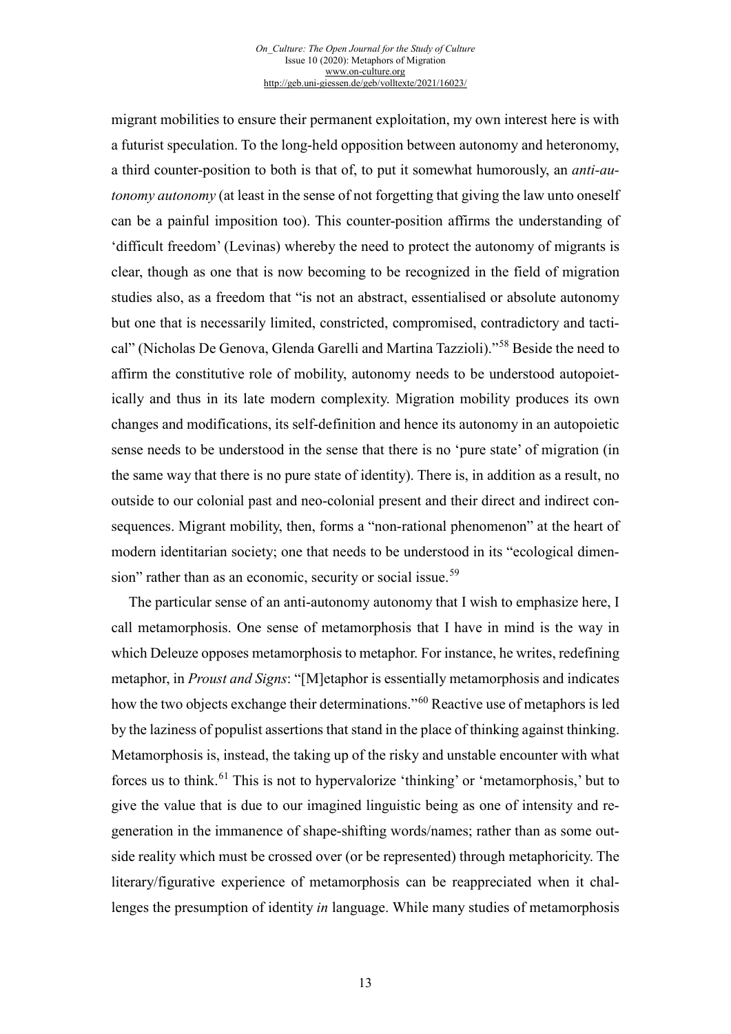migrant mobilities to ensure their permanent exploitation, my own interest here is with a futurist speculation. To the long-held opposition between autonomy and heteronomy, a third counter-position to both is that of, to put it somewhat humorously, an *anti-autonomy autonomy* (at least in the sense of not forgetting that giving the law unto oneself can be a painful imposition too). This counter-position affirms the understanding of 'difficult freedom' (Levinas) whereby the need to protect the autonomy of migrants is clear, though as one that is now becoming to be recognized in the field of migration studies also, as a freedom that "is not an abstract, essentialised or absolute autonomy but one that is necessarily limited, constricted, compromised, contradictory and tactical" (Nicholas De Genova, Glenda Garelli and Martina Tazzioli)."[58] Beside the need to affirm the constitutive role of mobility, autonomy needs to be understood autopoietically and thus in its late modern complexity. Migration mobility produces its own changes and modifications, its self-definition and hence its autonomy in an autopoietic sense needs to be understood in the sense that there is no 'pure state' of migration (in the same way that there is no pure state of identity). There is, in addition as a result, no outside to our colonial past and neo-colonial present and their direct and indirect consequences. Migrant mobility, then, forms a "non-rational phenomenon" at the heart of modern identitarian society; one that needs to be understood in its "ecological dimension" rather than as an economic, security or social issue.[59]

The particular sense of an anti-autonomy autonomy that I wish to emphasize here, I call metamorphosis. One sense of metamorphosis that I have in mind is the way in which Deleuze opposes metamorphosis to metaphor. For instance, he writes, redefining metaphor, in *Proust and Signs*: "[M]etaphor is essentially metamorphosis and indicates how the two objects exchange their determinations."[60] Reactive use of metaphors is led by the laziness of populist assertions that stand in the place of thinking against thinking. Metamorphosis is, instead, the taking up of the risky and unstable encounter with what forces us to think.[61] This is not to hypervalorize 'thinking' or 'metamorphosis,' but to give the value that is due to our imagined linguistic being as one of intensity and regeneration in the immanence of shape-shifting words/names; rather than as some outside reality which must be crossed over (or be represented) through metaphoricity. The literary/figurative experience of metamorphosis can be reappreciated when it challenges the presumption of identity *in* language. While many studies of metamorphosis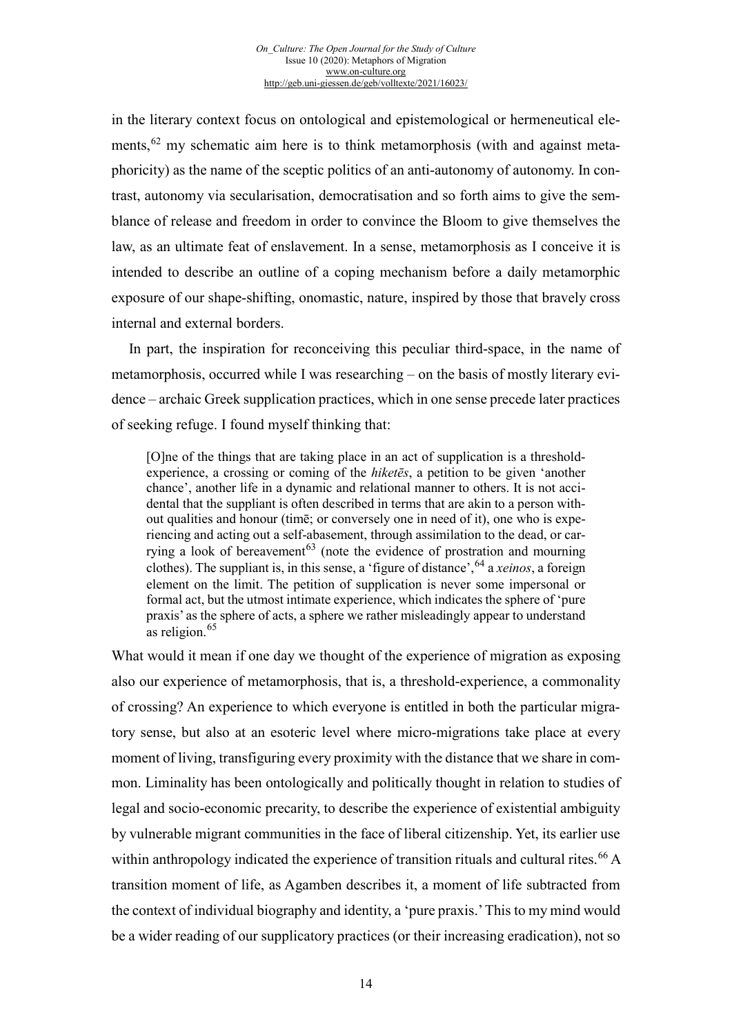in the literary context focus on ontological and epistemological or hermeneutical elements,[62] my schematic aim here is to think metamorphosis (with and against metaphoricity) as the name of the sceptic politics of an anti-autonomy of autonomy. In contrast, autonomy via secularisation, democratisation and so forth aims to give the semblance of release and freedom in order to convince the Bloom to give themselves the law, as an ultimate feat of enslavement. In a sense, metamorphosis as I conceive it is intended to describe an outline of a coping mechanism before a daily metamorphic exposure of our shape-shifting, onomastic, nature, inspired by those that bravely cross internal and external borders.

In part, the inspiration for reconceiving this peculiar third-space, in the name of metamorphosis, occurred while I was researching – on the basis of mostly literary evidence – archaic Greek supplication practices, which in one sense precede later practices of seeking refuge. I found myself thinking that:

> [O]ne of the things that are taking place in an act of supplication is a threshold-experience, a crossing or coming of the *hiketēs*, a petition to be given 'another chance', another life in a dynamic and relational manner to others. It is not accidental that the suppliant is often described in terms that are akin to a person without qualities and honour (timē; or conversely one in need of it), one who is experiencing and acting out a self-abasement, through assimilation to the dead, or carrying a look of bereavement[63] (note the evidence of prostration and mourning clothes). The suppliant is, in this sense, a 'figure of distance',[64] a *xeinos*, a foreign element on the limit. The petition of supplication is never some impersonal or formal act, but the utmost intimate experience, which indicates the sphere of 'pure praxis' as the sphere of acts, a sphere we rather misleadingly appear to understand as religion.[65]

What would it mean if one day we thought of the experience of migration as exposing also our experience of metamorphosis, that is, a threshold-experience, a commonality of crossing? An experience to which everyone is entitled in both the particular migratory sense, but also at an esoteric level where micro-migrations take place at every moment of living, transfiguring every proximity with the distance that we share in common. Liminality has been ontologically and politically thought in relation to studies of legal and socio-economic precarity, to describe the experience of existential ambiguity by vulnerable migrant communities in the face of liberal citizenship. Yet, its earlier use within anthropology indicated the experience of transition rituals and cultural rites.[66] A transition moment of life, as Agamben describes it, a moment of life subtracted from the context of individual biography and identity, a 'pure praxis.' This to my mind would be a wider reading of our supplicatory practices (or their increasing eradication), not so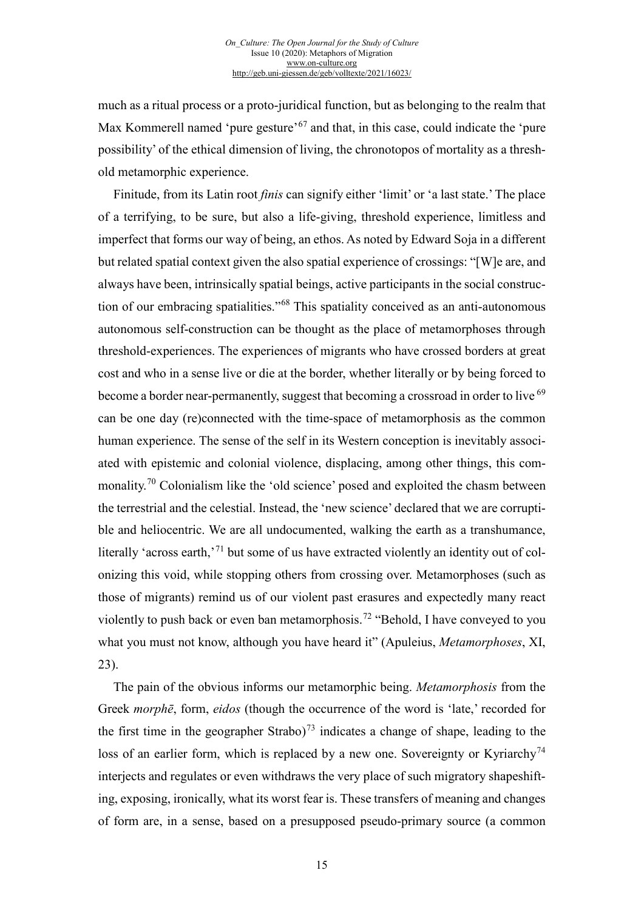much as a ritual process or a proto-juridical function, but as belonging to the realm that Max Kommerell named 'pure gesture'[67] and that, in this case, could indicate the 'pure possibility' of the ethical dimension of living, the chronotopos of mortality as a threshold metamorphic experience.

Finitude, from its Latin root *finis* can signify either 'limit' or 'a last state.' The place of a terrifying, to be sure, but also a life-giving, threshold experience, limitless and imperfect that forms our way of being, an ethos. As noted by Edward Soja in a different but related spatial context given the also spatial experience of crossings: "[W]e are, and always have been, intrinsically spatial beings, active participants in the social construction of our embracing spatialities."[68] This spatiality conceived as an anti-autonomous autonomous self-construction can be thought as the place of metamorphoses through threshold-experiences. The experiences of migrants who have crossed borders at great cost and who in a sense live or die at the border, whether literally or by being forced to become a border near-permanently, suggest that becoming a crossroad in order to live[69] can be one day (re)connected with the time-space of metamorphosis as the common human experience. The sense of the self in its Western conception is inevitably associated with epistemic and colonial violence, displacing, among other things, this commonality.[70] Colonialism like the 'old science' posed and exploited the chasm between the terrestrial and the celestial. Instead, the 'new science' declared that we are corruptible and heliocentric. We are all undocumented, walking the earth as a transhumance, literally 'across earth,'[71] but some of us have extracted violently an identity out of colonizing this void, while stopping others from crossing over. Metamorphoses (such as those of migrants) remind us of our violent past erasures and expectedly many react violently to push back or even ban metamorphosis.[72] "Behold, I have conveyed to you what you must not know, although you have heard it" (Apuleius, *Metamorphoses*, XI, 23).

The pain of the obvious informs our metamorphic being. *Metamorphosis* from the Greek *morphē*, form, *eidos* (though the occurrence of the word is 'late,' recorded for the first time in the geographer Strabo)[73] indicates a change of shape, leading to the loss of an earlier form, which is replaced by a new one. Sovereignty or Kyriarchy[74] interjects and regulates or even withdraws the very place of such migratory shapeshifting, exposing, ironically, what its worst fear is. These transfers of meaning and changes of form are, in a sense, based on a presupposed pseudo-primary source (a common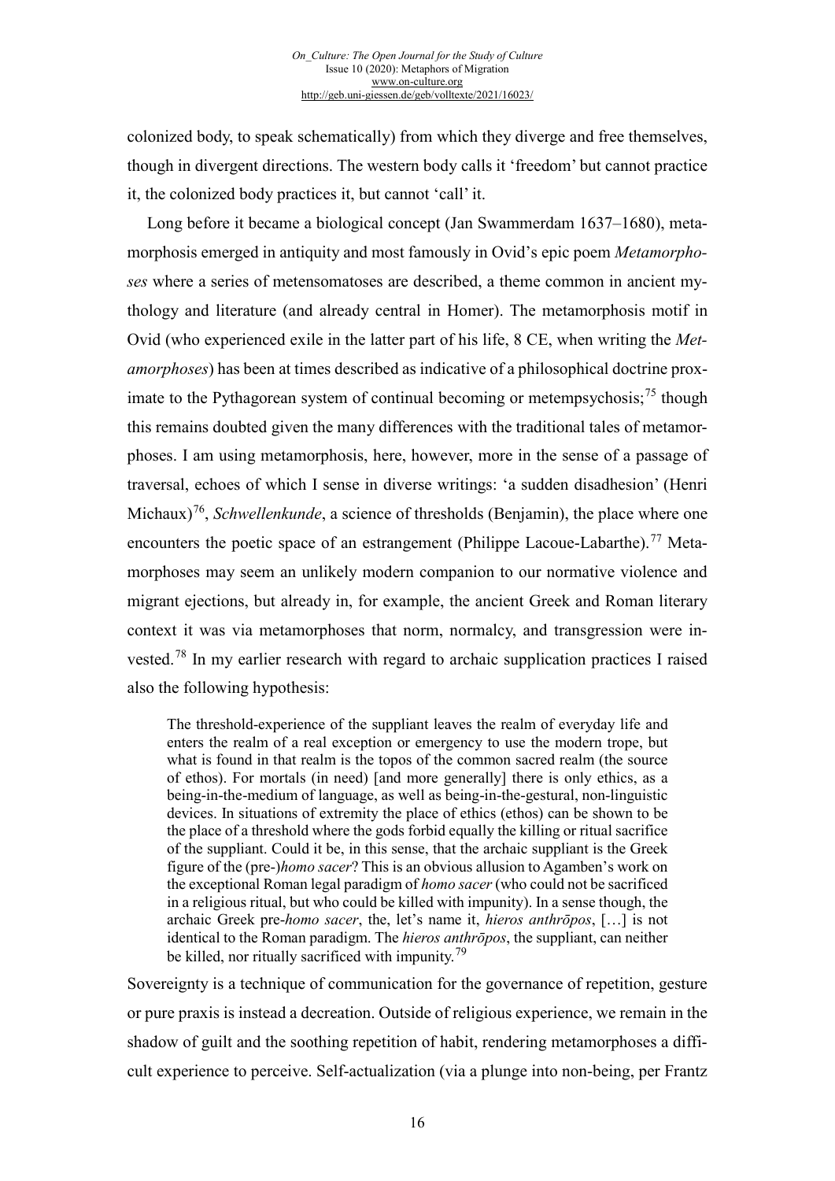colonized body, to speak schematically) from which they diverge and free themselves, though in divergent directions. The western body calls it 'freedom' but cannot practice it, the colonized body practices it, but cannot 'call' it.

Long before it became a biological concept (Jan Swammerdam 1637–1680), metamorphosis emerged in antiquity and most famously in Ovid's epic poem *Metamorphoses* where a series of metensomatoses are described, a theme common in ancient mythology and literature (and already central in Homer). The metamorphosis motif in Ovid (who experienced exile in the latter part of his life, 8 CE, when writing the *Metamorphoses*) has been at times described as indicative of a philosophical doctrine proximate to the Pythagorean system of continual becoming or metempsychosis;[75] though this remains doubted given the many differences with the traditional tales of metamorphoses. I am using metamorphosis, here, however, more in the sense of a passage of traversal, echoes of which I sense in diverse writings: 'a sudden disadhesion' (Henri Michaux)[76], *Schwellenkunde*, a science of thresholds (Benjamin), the place where one encounters the poetic space of an estrangement (Philippe Lacoue-Labarthe).[77] Metamorphoses may seem an unlikely modern companion to our normative violence and migrant ejections, but already in, for example, the ancient Greek and Roman literary context it was via metamorphoses that norm, normalcy, and transgression were invested.[78] In my earlier research with regard to archaic supplication practices I raised also the following hypothesis:

> The threshold-experience of the suppliant leaves the realm of everyday life and enters the realm of a real exception or emergency to use the modern trope, but what is found in that realm is the topos of the common sacred realm (the source of ethos). For mortals (in need) [and more generally] there is only ethics, as a being-in-the-medium of language, as well as being-in-the-gestural, non-linguistic devices. In situations of extremity the place of ethics (ethos) can be shown to be the place of a threshold where the gods forbid equally the killing or ritual sacrifice of the suppliant. Could it be, in this sense, that the archaic suppliant is the Greek figure of the (pre-)*homo sacer*? This is an obvious allusion to Agamben's work on the exceptional Roman legal paradigm of *homo sacer* (who could not be sacrificed in a religious ritual, but who could be killed with impunity). In a sense though, the archaic Greek pre-*homo sacer*, the, let's name it, *hieros anthrōpos*, […] is not identical to the Roman paradigm. The *hieros anthrōpos*, the suppliant, can neither be killed, nor ritually sacrificed with impunity.[79]

Sovereignty is a technique of communication for the governance of repetition, gesture or pure praxis is instead a decreation. Outside of religious experience, we remain in the shadow of guilt and the soothing repetition of habit, rendering metamorphoses a difficult experience to perceive. Self-actualization (via a plunge into non-being, per Frantz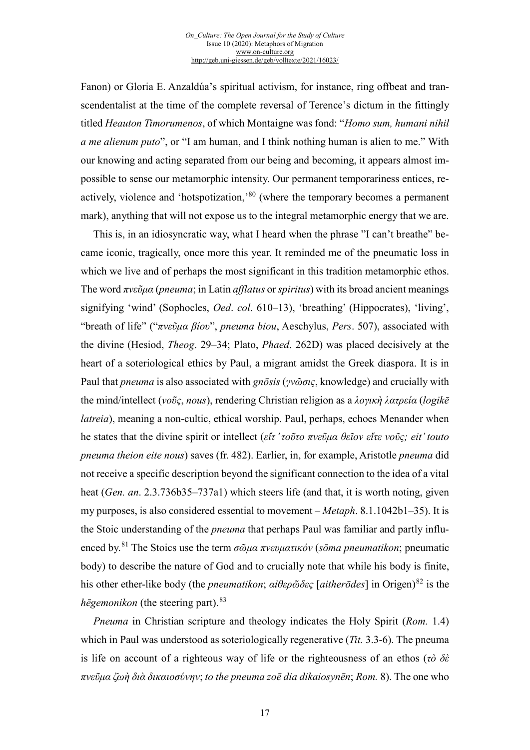Fanon) or Gloria E. Anzaldúa's spiritual activism, for instance, ring offbeat and transcendentalist at the time of the complete reversal of Terence's dictum in the fittingly titled *Heauton Timorumenos*, of which Montaigne was fond: "*Homo sum, humani nihil a me alienum puto*", or "I am human, and I think nothing human is alien to me." With our knowing and acting separated from our being and becoming, it appears almost impossible to sense our metamorphic intensity. Our permanent temporariness entices, reactively, violence and 'hotspotization,'[80] (where the temporary becomes a permanent mark), anything that will not expose us to the integral metamorphic energy that we are.

This is, in an idiosyncratic way, what I heard when the phrase "I can't breathe" became iconic, tragically, once more this year. It reminded me of the pneumatic loss in which we live and of perhaps the most significant in this tradition metamorphic ethos. The word *πνεῦμα* (*pneuma*; in Latin *afflatus* or *spiritus*) with its broad ancient meanings signifying 'wind' (Sophocles, *Oed*. *col*. 610–13), 'breathing' (Hippocrates), 'living', "breath of life" ("*πνεῦμα βίου*", *pneuma biou*, Aeschylus, *Pers*. 507), associated with the divine (Hesiod, *Theog*. 29–34; Plato, *Phaed*. 262D) was placed decisively at the heart of a soteriological ethics by Paul, a migrant amidst the Greek diaspora. It is in Paul that *pneuma* is also associated with *gnōsis* (*γνῶσις*, knowledge) and crucially with the mind/intellect (*νοῦς*, *nous*), rendering Christian religion as a *λογικὴ λατρεία* (*logikē latreia*), meaning a non-cultic, ethical worship. Paul, perhaps, echoes Menander when he states that the divine spirit or intellect (*εἴτ' τοῦτο πνεῦμα θεῖον εἴτε νοῦς; eit' touto pneuma theion eite nous*) saves (fr. 482). Earlier, in, for example, Aristotle *pneuma* did not receive a specific description beyond the significant connection to the idea of a vital heat (*Gen. an*. 2.3.736b35–737a1) which steers life (and that, it is worth noting, given my purposes, is also considered essential to movement – *Metaph*. 8.1.1042b1–35). It is the Stoic understanding of the *pneuma* that perhaps Paul was familiar and partly influenced by.[81] The Stoics use the term *σῶμα πνευματικόν* (*sōma pneumatikon*; pneumatic body) to describe the nature of God and to crucially note that while his body is finite, his other ether-like body (the *pneumatikon*; *αἰθερῶδες* [*aitherōdes*] in Origen)[82] is the *hēgemonikon* (the steering part).[83]

*Pneuma* in Christian scripture and theology indicates the Holy Spirit (*Rom.* 1.4) which in Paul was understood as soteriologically regenerative (*Tit.* 3.3-6). The pneuma is life on account of a righteous way of life or the righteousness of an ethos (*τὸ δὲ πνεῦμα ζωὴ διὰ δικαιοσύνην*; *to the pneuma zoē dia dikaiosynēn*; *Rom.* 8). The one who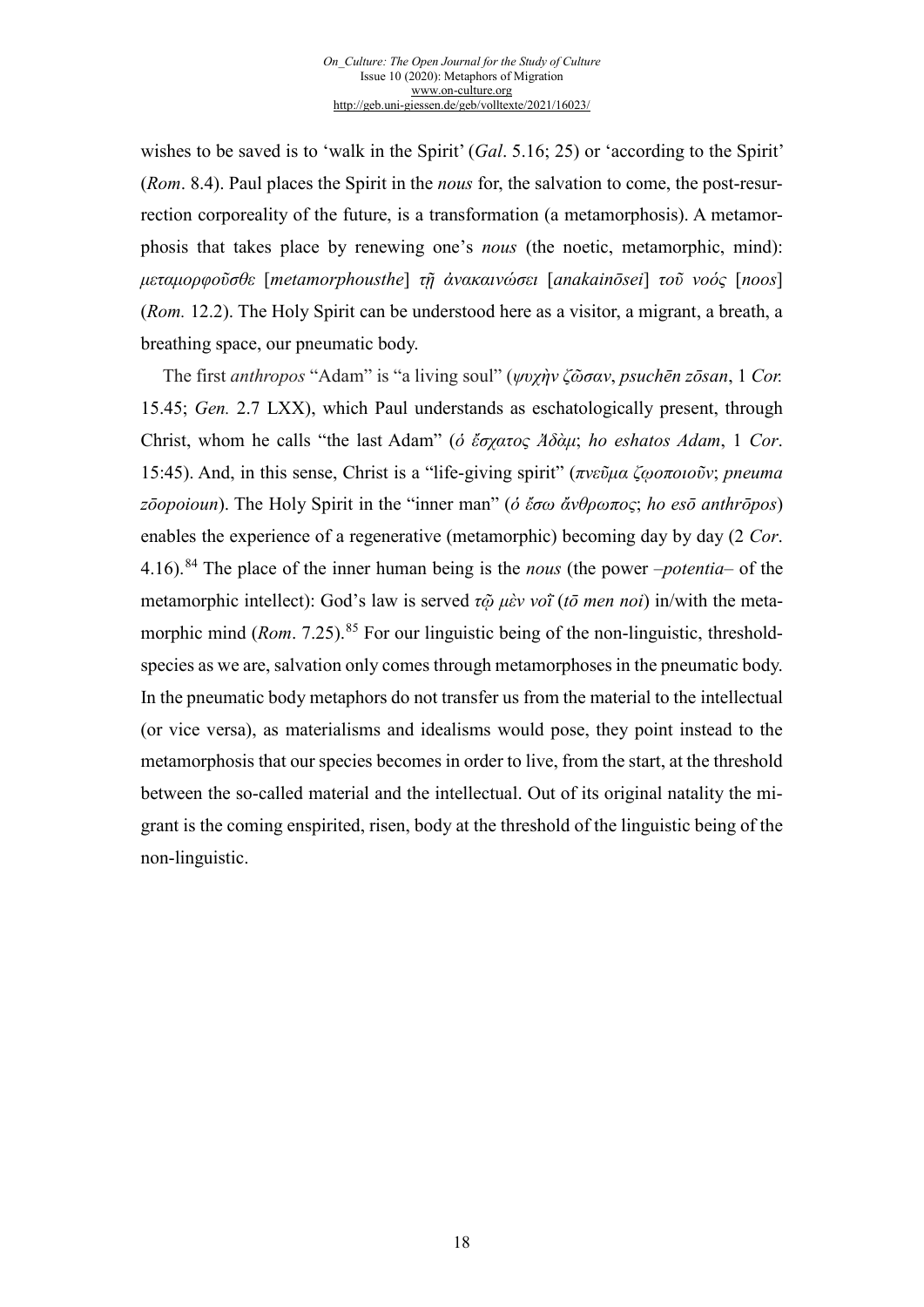wishes to be saved is to 'walk in the Spirit' (*Gal*. 5.16; 25) or 'according to the Spirit' (*Rom*. 8.4). Paul places the Spirit in the *nous* for, the salvation to come, the post-resurrection corporeality of the future, is a transformation (a metamorphosis). A metamorphosis that takes place by renewing one's *nous* (the noetic, metamorphic, mind): *μεταμορφοῦσθε* [***metamorphousthe***] *τῇ ἀνακαινώσει* [***anakainōsei***] *τοῦ νοός* [***noos***] (*Rom.* 12.2). The Holy Spirit can be understood here as a visitor, a migrant, a breath, a breathing space, our pneumatic body.

The first *anthropos* "Adam" is "a living soul" (*ψυχὴν ζῶσαν*, *psuchēn zōsan*, 1 *Cor.* 15.45; *Gen.* 2.7 LXX), which Paul understands as eschatologically present, through Christ, whom he calls "the last Adam" (*ὁ ἔσχατος Ἀδὰμ*; *ho eshatos Adam*, 1 *Cor*. 15:45). And, in this sense, Christ is a "life-giving spirit" (*πνεῦμα ζῳοποιοῦν*; *pneuma zōopoioun*). The Holy Spirit in the "inner man" (*ὁ ἔσω ἄνθρωπος*; *ho esō anthrōpos*) enables the experience of a regenerative (metamorphic) becoming day by day (2 *Cor*. 4.16).[84] The place of the inner human being is the *nous* (the power –*potentia*– of the metamorphic intellect): God's law is served *τῷ μὲν νοῒ* (*tō men noi*) in/with the metamorphic mind (*Rom*. 7.25).[85] For our linguistic being of the non-linguistic, threshold-species as we are, salvation only comes through metamorphoses in the pneumatic body. In the pneumatic body metaphors do not transfer us from the material to the intellectual (or vice versa), as materialisms and idealisms would pose, they point instead to the metamorphosis that our species becomes in order to live, from the start, at the threshold between the so-called material and the intellectual. Out of its original natality the migrant is the coming enspirited, risen, body at the threshold of the linguistic being of the non-linguistic.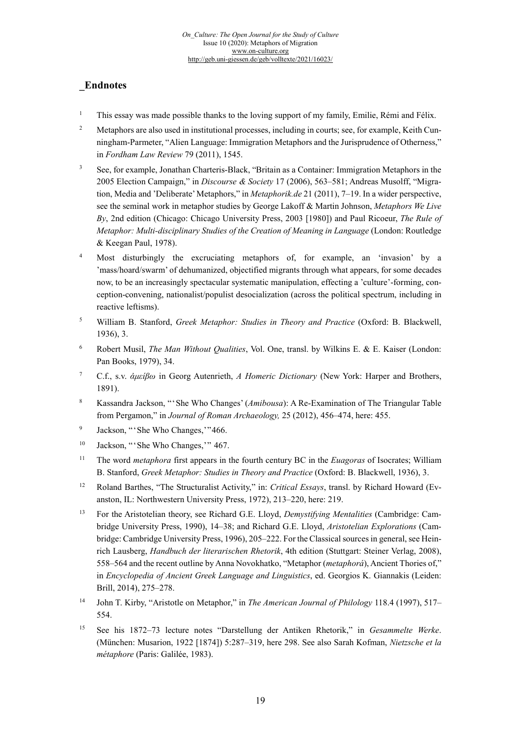## _Endnotes

1. This essay was made possible thanks to the loving support of my family, Emilie, Rémi and Félix.

2. Metaphors are also used in institutional processes, including in courts; see, for example, Keith Cunningham-Parmeter, “Alien Language: Immigration Metaphors and the Jurisprudence of Otherness,” in *Fordham Law Review* 79 (2011), 1545.

3. See, for example, Jonathan Charteris-Black, “Britain as a Container: Immigration Metaphors in the 2005 Election Campaign,” in *Discourse & Society* 17 (2006), 563–581; Andreas Musolff, “Migration, Media and ’Deliberate’ Metaphors,” in *Metaphorik.de* 21 (2011), 7–19. In a wider perspective, see the seminal work in metaphor studies by George Lakoff & Martin Johnson, *Metaphors We Live By*, 2nd edition (Chicago: Chicago University Press, 2003 [1980]) and Paul Ricoeur, *The Rule of Metaphor: Multi-disciplinary Studies of the Creation of Meaning in Language* (London: Routledge & Keegan Paul, 1978).

4. Most disturbingly the excruciating metaphors of, for example, an ‘invasion’ by a ’mass/hoard/swarm’ of dehumanized, objectified migrants through what appears, for some decades now, to be an increasingly spectacular systematic manipulation, effecting a ’culture’-forming, conception-convening, nationalist/populist desocialization (across the political spectrum, including in reactive leftisms).

5. William B. Stanford, *Greek Metaphor: Studies in Theory and Practice* (Oxford: B. Blackwell, 1936), 3.

6. Robert Musil, *The Man Without Qualities*, Vol. One, transl. by Wilkins E. & E. Kaiser (London: Pan Books, 1979), 34.

7. C.f., s.v. *ἀμείβω* in Georg Autenrieth, *A Homeric Dictionary* (New York: Harper and Brothers, 1891).

8. Kassandra Jackson, “ ‘She Who Changes’ (*Amibousa*): A Re-Examination of The Triangular Table from Pergamon,” in *Journal of Roman Archaeology,* 25 (2012), 456–474, here: 455.

9. Jackson, “ ‘She Who Changes,’ ”466.

10. Jackson, “ ‘She Who Changes,’ ” 467.

11. The word *metaphora* first appears in the fourth century BC in the *Euagoras* of Isocrates; William B. Stanford, *Greek Metaphor: Studies in Theory and Practice* (Oxford: B. Blackwell, 1936), 3.

12. Roland Barthes, “The Structuralist Activity,” in: *Critical Essays*, transl. by Richard Howard (Evanston, IL: Northwestern University Press, 1972), 213–220, here: 219.

13. For the Aristotelian theory, see Richard G.E. Lloyd, *Demystifying Mentalities* (Cambridge: Cambridge University Press, 1990), 14–38; and Richard G.E. Lloyd, *Aristotelian Explorations* (Cambridge: Cambridge University Press, 1996), 205–222. For the Classical sources in general, see Heinrich Lausberg, *Handbuch der literarischen Rhetorik*, 4th edition (Stuttgart: Steiner Verlag, 2008), 558–564 and the recent outline by Anna Novokhatko, “Metaphor (*metaphorá*), Ancient Thories of,” in *Encyclopedia of Ancient Greek Language and Linguistics*, ed. Georgios K. Giannakis (Leiden: Brill, 2014), 275–278.

14. John T. Kirby, “Aristotle on Metaphor,” in *The American Journal of Philology* 118.4 (1997), 517–554.

15. See his 1872–73 lecture notes “Darstellung der Antiken Rhetorik,” in *Gesammelte Werke*. (München: Musarion, 1922 [1874]) 5:287–319, here 298. See also Sarah Kofman, *Nietzsche et la métaphore* (Paris: Galilée, 1983).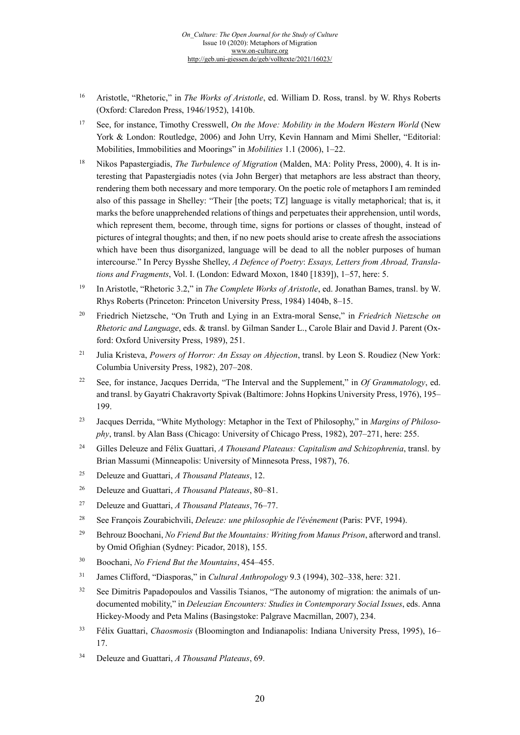16 Aristotle, "Rhetoric," in *The Works of Aristotle*, ed. William D. Ross, transl. by W. Rhys Roberts (Oxford: Claredon Press, 1946/1952), 1410b.

17 See, for instance, Timothy Cresswell, *On the Move: Mobility in the Modern Western World* (New York & London: Routledge, 2006) and John Urry, Kevin Hannam and Mimi Sheller, "Editorial: Mobilities, Immobilities and Moorings" in *Mobilities* 1.1 (2006), 1–22.

18 Nikos Papastergiadis, *The Turbulence of Migration* (Malden, MA: Polity Press, 2000), 4. It is interesting that Papastergiadis notes (via John Berger) that metaphors are less abstract than theory, rendering them both necessary and more temporary. On the poetic role of metaphors I am reminded also of this passage in Shelley: "Their [the poets; TZ] language is vitally metaphorical; that is, it marks the before unapprehended relations of things and perpetuates their apprehension, until words, which represent them, become, through time, signs for portions or classes of thought, instead of pictures of integral thoughts; and then, if no new poets should arise to create afresh the associations which have been thus disorganized, language will be dead to all the nobler purposes of human intercourse." In Percy Bysshe Shelley, *A Defence of Poetry*: *Essays, Letters from Abroad, Translations and Fragments*, Vol. I. (London: Edward Moxon, 1840 [1839]), 1–57, here: 5.

19 In Aristotle, "Rhetoric 3.2," in *The Complete Works of Aristotle*, ed. Jonathan Bames, transl. by W. Rhys Roberts (Princeton: Princeton University Press, 1984) 1404b, 8–15.

20 Friedrich Nietzsche, "On Truth and Lying in an Extra-moral Sense," in *Friedrich Nietzsche on Rhetoric and Language*, eds. & transl. by Gilman Sander L., Carole Blair and David J. Parent (Oxford: Oxford University Press, 1989), 251.

21 Julia Kristeva, *Powers of Horror: An Essay on Abjection*, transl. by Leon S. Roudiez (New York: Columbia University Press, 1982), 207–208.

22 See, for instance, Jacques Derrida, "The Interval and the Supplement," in *Of Grammatology*, ed. and transl. by Gayatri Chakravorty Spivak (Baltimore: Johns Hopkins University Press, 1976), 195–199.

23 Jacques Derrida, "White Mythology: Metaphor in the Text of Philosophy," in *Margins of Philosophy*, transl. by Alan Bass (Chicago: University of Chicago Press, 1982), 207–271, here: 255.

24 Gilles Deleuze and Félix Guattari, *A Thousand Plateaus: Capitalism and Schizophrenia*, transl. by Brian Massumi (Minneapolis: University of Minnesota Press, 1987), 76.

25 Deleuze and Guattari, *A Thousand Plateaus*, 12.

26 Deleuze and Guattari, *A Thousand Plateaus*, 80–81.

27 Deleuze and Guattari, *A Thousand Plateaus*, 76–77.

28 See François Zourabichvili, *Deleuze: une philosophie de l'événement* (Paris: PVF, 1994).

29 Behrouz Boochani, *No Friend But the Mountains: Writing from Manus Prison*, afterword and transl. by Omid Ofighian (Sydney: Picador, 2018), 155.

30 Boochani, *No Friend But the Mountains*, 454–455.

31 James Clifford, "Diasporas," in *Cultural Anthropology* 9.3 (1994), 302–338, here: 321.

32 See Dimitris Papadopoulos and Vassilis Tsianos, "The autonomy of migration: the animals of undocumented mobility," in *Deleuzian Encounters: Studies in Contemporary Social Issues*, eds. Anna Hickey-Moody and Peta Malins (Basingstoke: Palgrave Macmillan, 2007), 234.

33 Félix Guattari, *Chaosmosis* (Bloomington and Indianapolis: Indiana University Press, 1995), 16–17.

34 Deleuze and Guattari, *A Thousand Plateaus*, 69.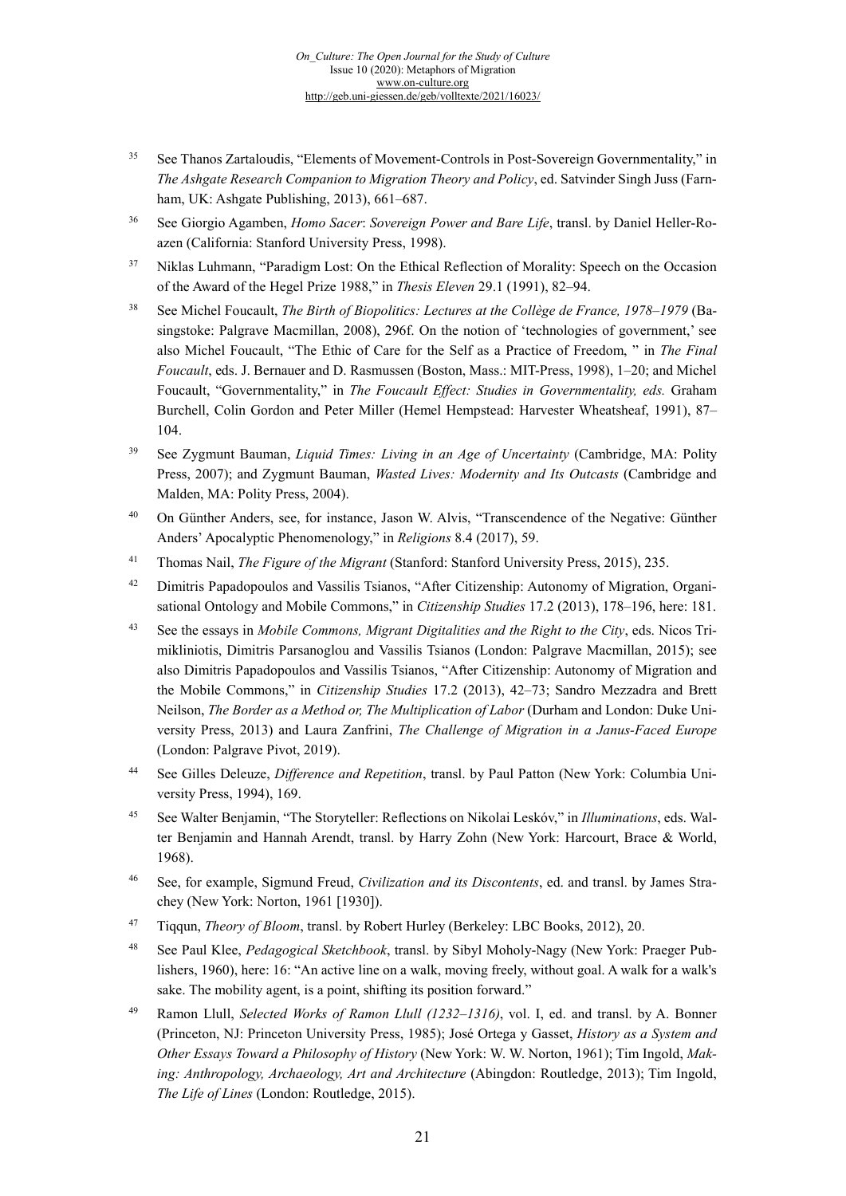[35] See Thanos Zartaloudis, "Elements of Movement-Controls in Post-Sovereign Governmentality," in *The Ashgate Research Companion to Migration Theory and Policy*, ed. Satvinder Singh Juss (Farnham, UK: Ashgate Publishing, 2013), 661–687.

[36] See Giorgio Agamben, *Homo Sacer*: *Sovereign Power and Bare Life*, transl. by Daniel Heller-Roazen (California: Stanford University Press, 1998).

[37] Niklas Luhmann, "Paradigm Lost: On the Ethical Reflection of Morality: Speech on the Occasion of the Award of the Hegel Prize 1988," in *Thesis Eleven* 29.1 (1991), 82–94.

[38] See Michel Foucault, *The Birth of Biopolitics: Lectures at the Collège de France, 1978–1979* (Basingstoke: Palgrave Macmillan, 2008), 296f. On the notion of 'technologies of government,' see also Michel Foucault, "The Ethic of Care for the Self as a Practice of Freedom, " in *The Final Foucault*, eds. J. Bernauer and D. Rasmussen (Boston, Mass.: MIT-Press, 1998), 1–20; and Michel Foucault, "Governmentality," in *The Foucault Effect: Studies in Governmentality, eds.* Graham Burchell, Colin Gordon and Peter Miller (Hemel Hempstead: Harvester Wheatsheaf, 1991), 87–104.

[39] See Zygmunt Bauman, *Liquid Times: Living in an Age of Uncertainty* (Cambridge, MA: Polity Press, 2007); and Zygmunt Bauman, *Wasted Lives: Modernity and Its Outcasts* (Cambridge and Malden, MA: Polity Press, 2004).

[40] On Günther Anders, see, for instance, Jason W. Alvis, "Transcendence of the Negative: Günther Anders' Apocalyptic Phenomenology," in *Religions* 8.4 (2017), 59.

[41] Thomas Nail, *The Figure of the Migrant* (Stanford: Stanford University Press, 2015), 235.

[42] Dimitris Papadopoulos and Vassilis Tsianos, "After Citizenship: Autonomy of Migration, Organisational Ontology and Mobile Commons," in *Citizenship Studies* 17.2 (2013), 178–196, here: 181.

[43] See the essays in *Mobile Commons, Migrant Digitalities and the Right to the City*, eds. Nicos Trimikliniotis, Dimitris Parsanoglou and Vassilis Tsianos (London: Palgrave Macmillan, 2015); see also Dimitris Papadopoulos and Vassilis Tsianos, "After Citizenship: Autonomy of Migration and the Mobile Commons," in *Citizenship Studies* 17.2 (2013), 42–73; Sandro Mezzadra and Brett Neilson, *The Border as a Method or, The Multiplication of Labor* (Durham and London: Duke University Press, 2013) and Laura Zanfrini, *The Challenge of Migration in a Janus-Faced Europe* (London: Palgrave Pivot, 2019).

[44] See Gilles Deleuze, *Difference and Repetition*, transl. by Paul Patton (New York: Columbia University Press, 1994), 169.

[45] See Walter Benjamin, "The Storyteller: Reflections on Nikolai Leskóv," in *Illuminations*, eds. Walter Benjamin and Hannah Arendt, transl. by Harry Zohn (New York: Harcourt, Brace & World, 1968).

[46] See, for example, Sigmund Freud, *Civilization and its Discontents*, ed. and transl. by James Strachey (New York: Norton, 1961 [1930]).

[47] Tiqqun, *Theory of Bloom*, transl. by Robert Hurley (Berkeley: LBC Books, 2012), 20.

[48] See Paul Klee, *Pedagogical Sketchbook*, transl. by Sibyl Moholy-Nagy (New York: Praeger Publishers, 1960), here: 16: "An active line on a walk, moving freely, without goal. A walk for a walk's sake. The mobility agent, is a point, shifting its position forward."

[49] Ramon Llull, *Selected Works of Ramon Llull (1232–1316)*, vol. I, ed. and transl. by A. Bonner (Princeton, NJ: Princeton University Press, 1985); José Ortega y Gasset, *History as a System and Other Essays Toward a Philosophy of History* (New York: W. W. Norton, 1961); Tim Ingold, *Making: Anthropology, Archaeology, Art and Architecture* (Abingdon: Routledge, 2013); Tim Ingold, *The Life of Lines* (London: Routledge, 2015).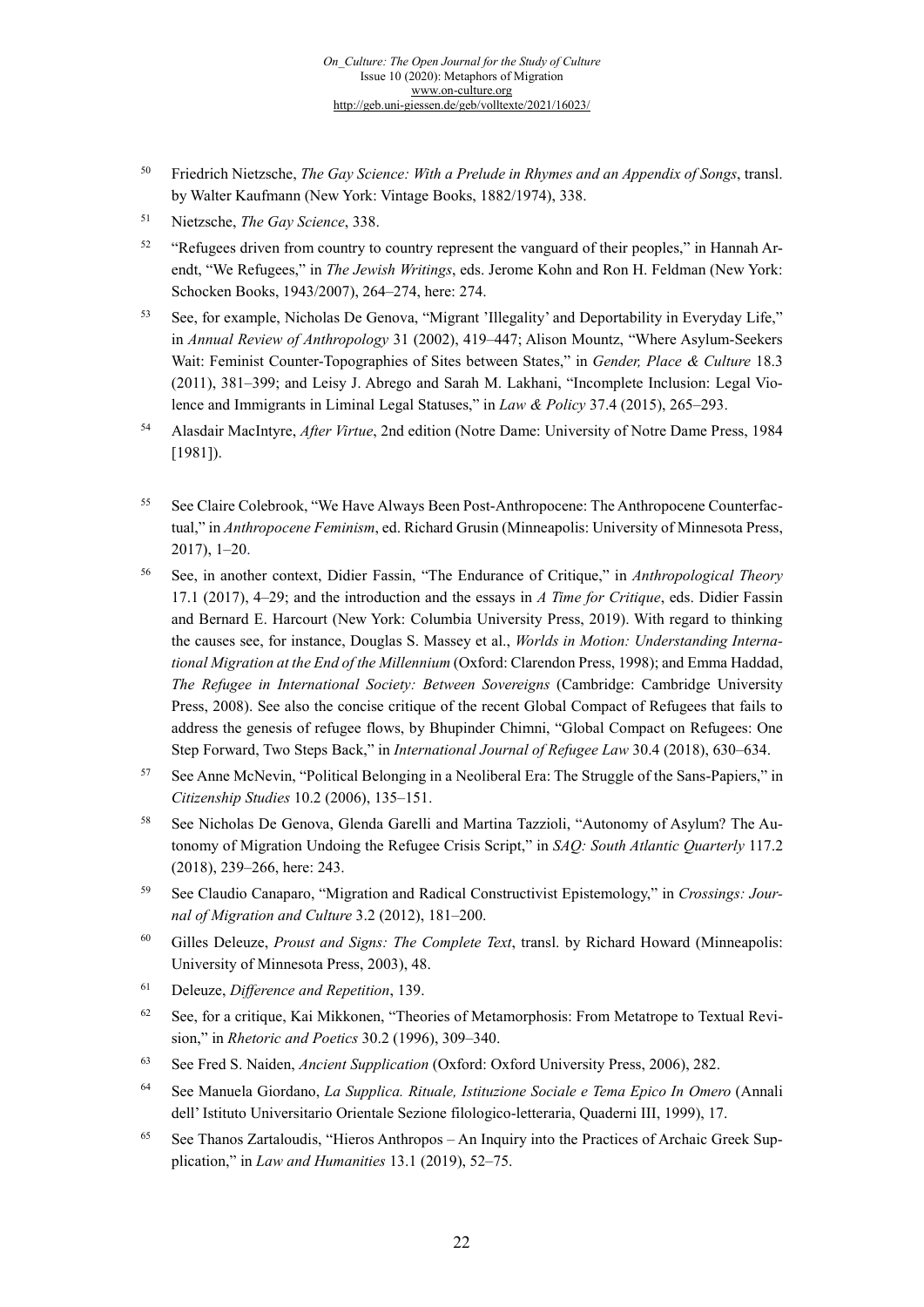50 Friedrich Nietzsche, *The Gay Science: With a Prelude in Rhymes and an Appendix of Songs*, transl. by Walter Kaufmann (New York: Vintage Books, 1882/1974), 338.

51 Nietzsche, *The Gay Science*, 338.

52 "Refugees driven from country to country represent the vanguard of their peoples," in Hannah Arendt, "We Refugees," in *The Jewish Writings*, eds. Jerome Kohn and Ron H. Feldman (New York: Schocken Books, 1943/2007), 264–274, here: 274.

53 See, for example, Nicholas De Genova, "Migrant 'Illegality' and Deportability in Everyday Life," in *Annual Review of Anthropology* 31 (2002), 419–447; Alison Mountz, "Where Asylum-Seekers Wait: Feminist Counter-Topographies of Sites between States," in *Gender, Place & Culture* 18.3 (2011), 381–399; and Leisy J. Abrego and Sarah M. Lakhani, "Incomplete Inclusion: Legal Violence and Immigrants in Liminal Legal Statuses," in *Law & Policy* 37.4 (2015), 265–293.

54 Alasdair MacIntyre, *After Virtue*, 2nd edition (Notre Dame: University of Notre Dame Press, 1984 [1981]).

55 See Claire Colebrook, "We Have Always Been Post-Anthropocene: The Anthropocene Counterfactual," in *Anthropocene Feminism*, ed. Richard Grusin (Minneapolis: University of Minnesota Press, 2017), 1–20.

56 See, in another context, Didier Fassin, "The Endurance of Critique," in *Anthropological Theory* 17.1 (2017), 4–29; and the introduction and the essays in *A Time for Critique*, eds. Didier Fassin and Bernard E. Harcourt (New York: Columbia University Press, 2019). With regard to thinking the causes see, for instance, Douglas S. Massey et al., *Worlds in Motion: Understanding International Migration at the End of the Millennium* (Oxford: Clarendon Press, 1998); and Emma Haddad, *The Refugee in International Society: Between Sovereigns* (Cambridge: Cambridge University Press, 2008). See also the concise critique of the recent Global Compact of Refugees that fails to address the genesis of refugee flows, by Bhupinder Chimni, "Global Compact on Refugees: One Step Forward, Two Steps Back," in *International Journal of Refugee Law* 30.4 (2018), 630–634.

57 See Anne McNevin, "Political Belonging in a Neoliberal Era: The Struggle of the Sans-Papiers," in *Citizenship Studies* 10.2 (2006), 135–151.

58 See Nicholas De Genova, Glenda Garelli and Martina Tazzioli, "Autonomy of Asylum? The Autonomy of Migration Undoing the Refugee Crisis Script," in *SAQ: South Atlantic Quarterly* 117.2 (2018), 239–266, here: 243.

59 See Claudio Canaparo, "Migration and Radical Constructivist Epistemology," in *Crossings: Journal of Migration and Culture* 3.2 (2012), 181–200.

60 Gilles Deleuze, *Proust and Signs: The Complete Text*, transl. by Richard Howard (Minneapolis: University of Minnesota Press, 2003), 48.

61 Deleuze, *Difference and Repetition*, 139.

62 See, for a critique, Kai Mikkonen, "Theories of Metamorphosis: From Metatrope to Textual Revision," in *Rhetoric and Poetics* 30.2 (1996), 309–340.

63 See Fred S. Naiden, *Ancient Supplication* (Oxford: Oxford University Press, 2006), 282.

64 See Manuela Giordano, *La Supplica. Rituale, Istituzione Sociale e Tema Epico In Omero* (Annali dell' Istituto Universitario Orientale Sezione filologico-letteraria, Quaderni III, 1999), 17.

65 See Thanos Zartaloudis, "Hieros Anthropos – An Inquiry into the Practices of Archaic Greek Supplication," in *Law and Humanities* 13.1 (2019), 52–75.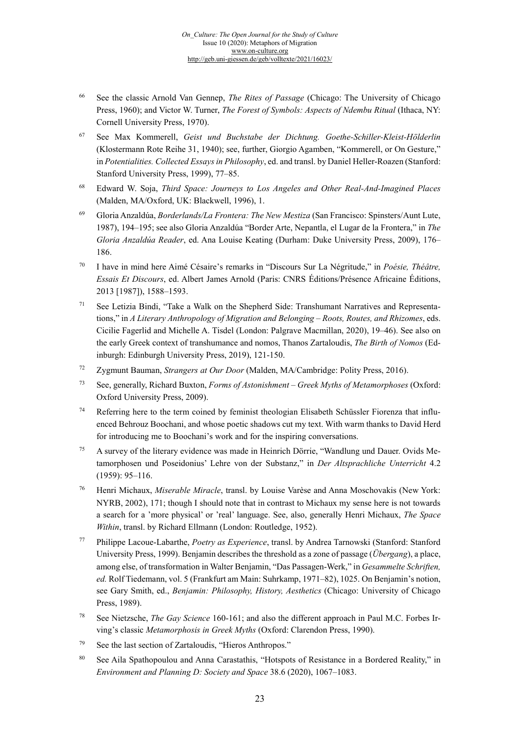66 See the classic Arnold Van Gennep, *The Rites of Passage* (Chicago: The University of Chicago Press, 1960); and Victor W. Turner, *The Forest of Symbols: Aspects of Ndembu Ritual* (Ithaca, NY: Cornell University Press, 1970).

67 See Max Kommerell, *Geist und Buchstabe der Dichtung. Goethe-Schiller-Kleist-Hölderlin* (Klostermann Rote Reihe 31, 1940); see, further, Giorgio Agamben, "Kommerell, or On Gesture," in *Potentialities. Collected Essays in Philosophy*, ed. and transl. by Daniel Heller-Roazen (Stanford: Stanford University Press, 1999), 77–85.

68 Edward W. Soja, *Third Space: Journeys to Los Angeles and Other Real-And-Imagined Places* (Malden, MA/Oxford, UK: Blackwell, 1996), 1.

69 Gloria Anzaldúa, *Borderlands/La Frontera: The New Mestiza* (San Francisco: Spinsters/Aunt Lute, 1987), 194–195; see also Gloria Anzaldúa "Border Arte, Nepantla, el Lugar de la Frontera," in *The Gloria Anzaldúa Reader*, ed. Ana Louise Keating (Durham: Duke University Press, 2009), 176–186.

70 I have in mind here Aimé Césaire's remarks in "Discours Sur La Négritude," in *Poésie, Théâtre, Essais Et Discours*, ed. Albert James Arnold (Paris: CNRS Éditions/Présence Africaine Éditions, 2013 [1987]), 1588–1593.

71 See Letizia Bindi, "Take a Walk on the Shepherd Side: Transhumant Narratives and Representations," in *A Literary Anthropology of Migration and Belonging – Roots, Routes, and Rhizomes*, eds. Cicilie Fagerlid and Michelle A. Tisdel (London: Palgrave Macmillan, 2020), 19–46). See also on the early Greek context of transhumance and nomos, Thanos Zartaloudis, *The Birth of Nomos* (Edinburgh: Edinburgh University Press, 2019), 121-150.

72 Zygmunt Bauman, *Strangers at Our Door* (Malden, MA/Cambridge: Polity Press, 2016).

73 See, generally, Richard Buxton, *Forms of Astonishment – Greek Myths of Metamorphoses* (Oxford: Oxford University Press, 2009).

74 Referring here to the term coined by feminist theologian Elisabeth Schüssler Fiorenza that influenced Behrouz Boochani, and whose poetic shadows cut my text. With warm thanks to David Herd for introducing me to Boochani's work and for the inspiring conversations.

75 A survey of the literary evidence was made in Heinrich Dörrie, "Wandlung und Dauer. Ovids Metamorphosen und Poseidonius' Lehre von der Substanz," in *Der Altsprachliche Unterricht* 4.2 (1959): 95–116.

76 Henri Michaux, *Miserable Miracle*, transl. by Louise Varèse and Anna Moschovakis (New York: NYRB, 2002), 171; though I should note that in contrast to Michaux my sense here is not towards a search for a 'more physical' or 'real' language. See, also, generally Henri Michaux, *The Space Within*, transl. by Richard Ellmann (London: Routledge, 1952).

77 Philippe Lacoue-Labarthe, *Poetry as Experience*, transl. by Andrea Tarnowski (Stanford: Stanford University Press, 1999). Benjamin describes the threshold as a zone of passage (*Übergang*), a place, among else, of transformation in Walter Benjamin, "Das Passagen-Werk," in *Gesammelte Schriften, ed.* Rolf Tiedemann, vol. 5 (Frankfurt am Main: Suhrkamp, 1971–82), 1025. On Benjamin's notion, see Gary Smith, ed., *Benjamin: Philosophy, History, Aesthetics* (Chicago: University of Chicago Press, 1989).

78 See Nietzsche, *The Gay Science* 160-161; and also the different approach in Paul M.C. Forbes Irving's classic *Metamorphosis in Greek Myths* (Oxford: Clarendon Press, 1990).

79 See the last section of Zartaloudis, "Hieros Anthropos."

80 See Aila Spathopoulou and Anna Carastathis, "Hotspots of Resistance in a Bordered Reality," in *Environment and Planning D: Society and Space* 38.6 (2020), 1067–1083.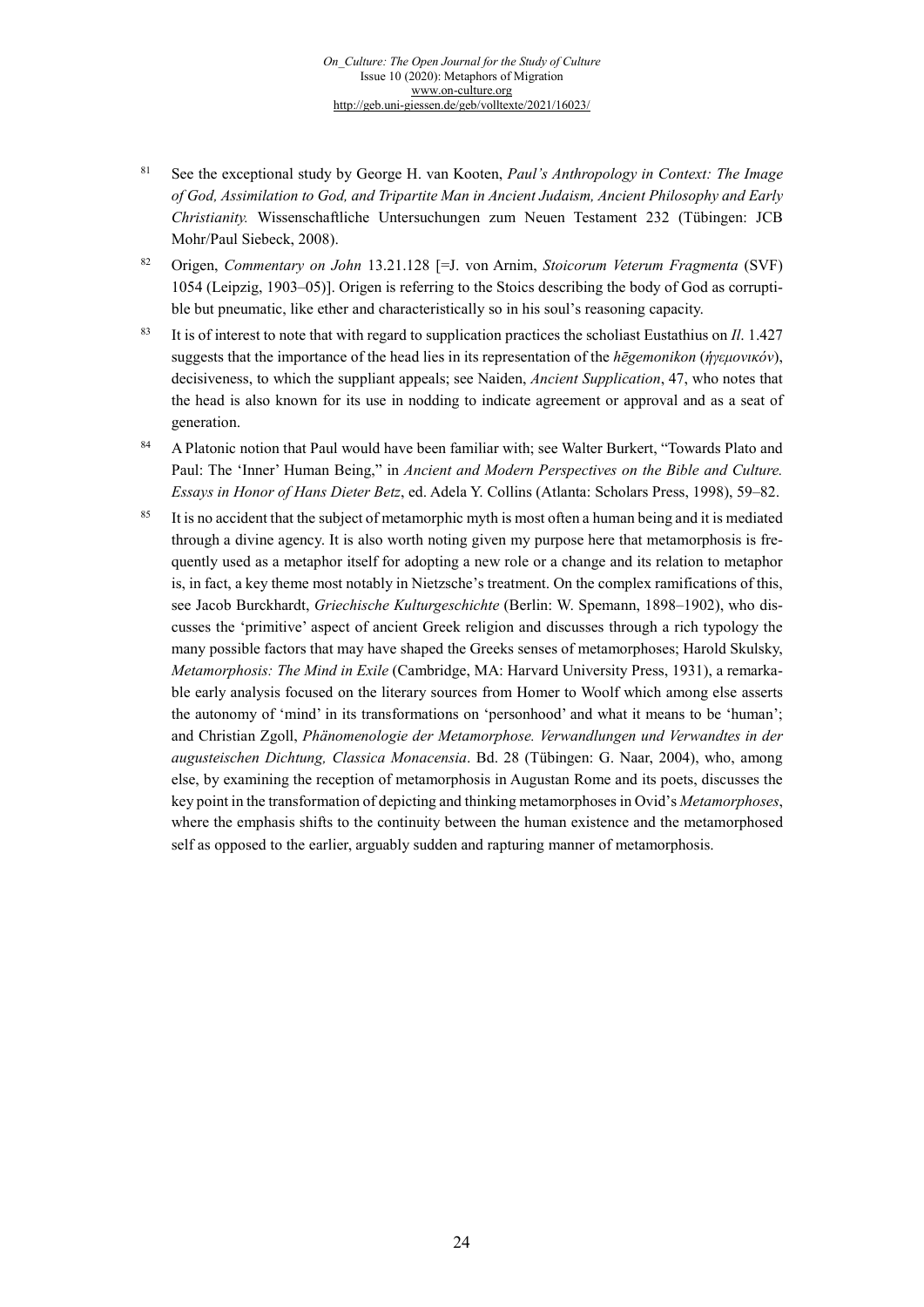81 See the exceptional study by George H. van Kooten, *Paul's Anthropology in Context: The Image of God, Assimilation to God, and Tripartite Man in Ancient Judaism, Ancient Philosophy and Early Christianity.* Wissenschaftliche Untersuchungen zum Neuen Testament 232 (Tübingen: JCB Mohr/Paul Siebeck, 2008).

82 Origen, *Commentary on John* 13.21.128 [=J. von Arnim, *Stoicorum Veterum Fragmenta* (SVF) 1054 (Leipzig, 1903–05)]. Origen is referring to the Stoics describing the body of God as corruptible but pneumatic, like ether and characteristically so in his soul's reasoning capacity.

83 It is of interest to note that with regard to supplication practices the scholiast Eustathius on *Il*. 1.427 suggests that the importance of the head lies in its representation of the *hēgemonikon* (*ἡγεμονικόν*), decisiveness, to which the suppliant appeals; see Naiden, *Ancient Supplication*, 47, who notes that the head is also known for its use in nodding to indicate agreement or approval and as a seat of generation.

84 A Platonic notion that Paul would have been familiar with; see Walter Burkert, "Towards Plato and Paul: The 'Inner' Human Being," in *Ancient and Modern Perspectives on the Bible and Culture. Essays in Honor of Hans Dieter Betz*, ed. Adela Y. Collins (Atlanta: Scholars Press, 1998), 59–82.

85 It is no accident that the subject of metamorphic myth is most often a human being and it is mediated through a divine agency. It is also worth noting given my purpose here that metamorphosis is frequently used as a metaphor itself for adopting a new role or a change and its relation to metaphor is, in fact, a key theme most notably in Nietzsche's treatment. On the complex ramifications of this, see Jacob Burckhardt, *Griechische Kulturgeschichte* (Berlin: W. Spemann, 1898–1902), who discusses the 'primitive' aspect of ancient Greek religion and discusses through a rich typology the many possible factors that may have shaped the Greeks senses of metamorphoses; Harold Skulsky, *Metamorphosis: The Mind in Exile* (Cambridge, MA: Harvard University Press, 1931), a remarkable early analysis focused on the literary sources from Homer to Woolf which among else asserts the autonomy of 'mind' in its transformations on 'personhood' and what it means to be 'human'; and Christian Zgoll, *Phänomenologie der Metamorphose. Verwandlungen und Verwandtes in der augusteischen Dichtung, Classica Monacensia*. Bd. 28 (Tübingen: G. Naar, 2004), who, among else, by examining the reception of metamorphosis in Augustan Rome and its poets, discusses the key point in the transformation of depicting and thinking metamorphoses in Ovid's *Metamorphoses*, where the emphasis shifts to the continuity between the human existence and the metamorphosed self as opposed to the earlier, arguably sudden and rapturing manner of metamorphosis.